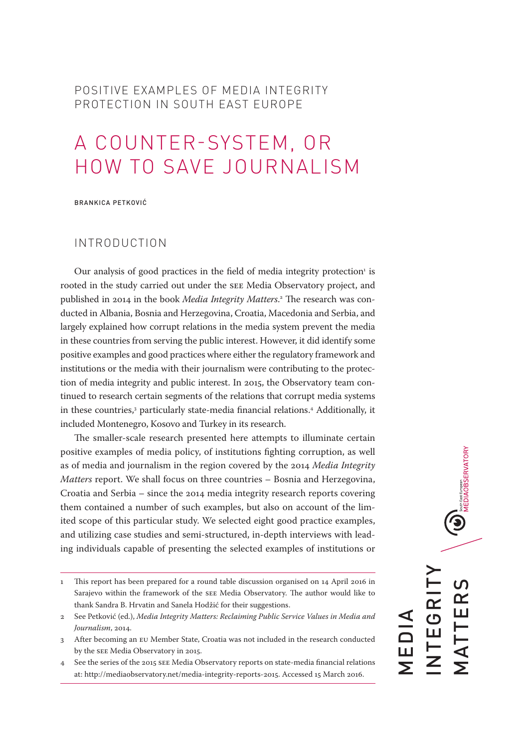POSITIVE EXAMPLES OF MEDIA INTEGRITY PROTECTION IN SOUTH EAST EUROPE

# A COUNTER-SYSTEM, OR HOW TO SAVE JOURNALISM

BRANKICA PETKOVIĆ

## INTRODUCTION

Our analysis of good practices in the field of media integrity protection[1] is rooted in the study carried out under the SEE Media Observatory project, and published in 2014 in the book *Media Integrity Matters*.[2] The research was conducted in Albania, Bosnia and Herzegovina, Croatia, Macedonia and Serbia, and largely explained how corrupt relations in the media system prevent the media in these countries from serving the public interest. However, it did identify some positive examples and good practices where either the regulatory framework and institutions or the media with their journalism were contributing to the protection of media integrity and public interest. In 2015, the Observatory team continued to research certain segments of the relations that corrupt media systems in these countries,[3] particularly state-media financial relations.[4] Additionally, it included Montenegro, Kosovo and Turkey in its research.

The smaller-scale research presented here attempts to illuminate certain positive examples of media policy, of institutions fighting corruption, as well as of media and journalism in the region covered by the 2014 *Media Integrity Matters* report. We shall focus on three countries – Bosnia and Herzegovina, Croatia and Serbia – since the 2014 media integrity research reports covering them contained a number of such examples, but also on account of the limited scope of this particular study. We selected eight good practice examples, and utilizing case studies and semi-structured, in-depth interviews with leading individuals capable of presenting the selected examples of institutions or

---

1. This report has been prepared for a round table discussion organised on 14 April 2016 in Sarajevo within the framework of the SEE Media Observatory. The author would like to thank Sandra B. Hrvatin and Sanela Hodžić for their suggestions.
2. See Petković (ed.), *Media Integrity Matters: Reclaiming Public Service Values in Media and Journalism*, 2014.
3. After becoming an EU Member State, Croatia was not included in the research conducted by the SEE Media Observatory in 2015.
4. See the series of the 2015 SEE Media Observatory reports on state-media financial relations at: http://mediaobservatory.net/media-integrity-reports-2015. Accessed 15 March 2016.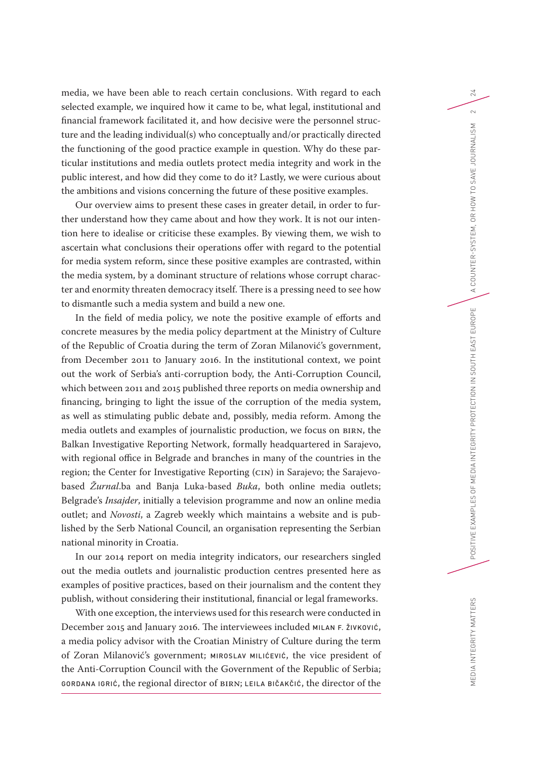media, we have been able to reach certain conclusions. With regard to each selected example, we inquired how it came to be, what legal, institutional and financial framework facilitated it, and how decisive were the personnel structure and the leading individual(s) who conceptually and/or practically directed the functioning of the good practice example in question. Why do these particular institutions and media outlets protect media integrity and work in the public interest, and how did they come to do it? Lastly, we were curious about the ambitions and visions concerning the future of these positive examples.

Our overview aims to present these cases in greater detail, in order to further understand how they came about and how they work. It is not our intention here to idealise or criticise these examples. By viewing them, we wish to ascertain what conclusions their operations offer with regard to the potential for media system reform, since these positive examples are contrasted, within the media system, by a dominant structure of relations whose corrupt character and enormity threaten democracy itself. There is a pressing need to see how to dismantle such a media system and build a new one.

In the field of media policy, we note the positive example of efforts and concrete measures by the media policy department at the Ministry of Culture of the Republic of Croatia during the term of Zoran Milanović's government, from December 2011 to January 2016. In the institutional context, we point out the work of Serbia's anti-corruption body, the Anti-Corruption Council, which between 2011 and 2015 published three reports on media ownership and financing, bringing to light the issue of the corruption of the media system, as well as stimulating public debate and, possibly, media reform. Among the media outlets and examples of journalistic production, we focus on BIRN, the Balkan Investigative Reporting Network, formally headquartered in Sarajevo, with regional office in Belgrade and branches in many of the countries in the region; the Center for Investigative Reporting (CIN) in Sarajevo; the Sarajevo-based *Žurnal*.ba and Banja Luka-based *Buka*, both online media outlets; Belgrade's *Insajder*, initially a television programme and now an online media outlet; and *Novosti*, a Zagreb weekly which maintains a website and is published by the Serb National Council, an organisation representing the Serbian national minority in Croatia.

In our 2014 report on media integrity indicators, our researchers singled out the media outlets and journalistic production centres presented here as examples of positive practices, based on their journalism and the content they publish, without considering their institutional, financial or legal frameworks.

With one exception, the interviews used for this research were conducted in December 2015 and January 2016. The interviewees included MILAN F. ŽIVKOVIĆ, a media policy advisor with the Croatian Ministry of Culture during the term of Zoran Milanović's government; MIROSLAV MILIĆEVIĆ, the vice president of the Anti-Corruption Council with the Government of the Republic of Serbia; GORDANA IGRIĆ, the regional director of BIRN; LEILA BIČAKČIĆ, the director of the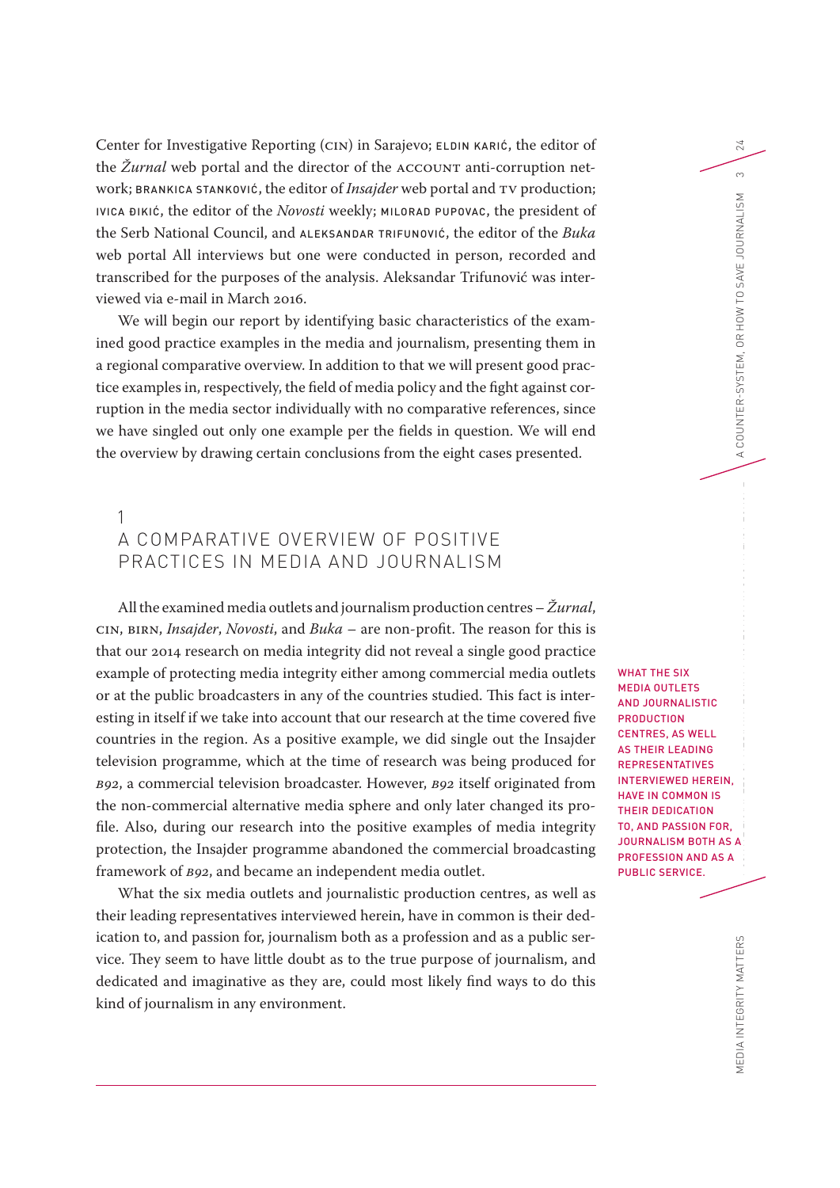Center for Investigative Reporting (CIN) in Sarajevo; ELDIN KARIĆ, the editor of the *Žurnal* web portal and the director of the ACCOUNT anti-corruption network; BRANKICA STANKOVIĆ, the editor of *Insajder* web portal and TV production; IVICA ĐIKIĆ, the editor of the *Novosti* weekly; MILORAD PUPOVAC, the president of the Serb National Council, and ALEKSANDAR TRIFUNOVIĆ, the editor of the *Buka* web portal All interviews but one were conducted in person, recorded and transcribed for the purposes of the analysis. Aleksandar Trifunović was interviewed via e-mail in March 2016.

We will begin our report by identifying basic characteristics of the examined good practice examples in the media and journalism, presenting them in a regional comparative overview. In addition to that we will present good practice examples in, respectively, the field of media policy and the fight against corruption in the media sector individually with no comparative references, since we have singled out only one example per the fields in question. We will end the overview by drawing certain conclusions from the eight cases presented.

## 1 A COMPARATIVE OVERVIEW OF POSITIVE PRACTICES IN MEDIA AND JOURNALISM

All the examined media outlets and journalism production centres – *Žurnal*, CIN, BIRN, *Insajder*, *Novosti*, and *Buka* – are non-profit. The reason for this is that our 2014 research on media integrity did not reveal a single good practice example of protecting media integrity either among commercial media outlets or at the public broadcasters in any of the countries studied. This fact is interesting in itself if we take into account that our research at the time covered five countries in the region. As a positive example, we did single out the Insajder television programme, which at the time of research was being produced for *B92*, a commercial television broadcaster. However, *B92* itself originated from the non-commercial alternative media sphere and only later changed its profile. Also, during our research into the positive examples of media integrity protection, the Insajder programme abandoned the commercial broadcasting framework of *B92*, and became an independent media outlet.

What the six media outlets and journalistic production centres, as well as their leading representatives interviewed herein, have in common is their dedication to, and passion for, journalism both as a profession and as a public service. They seem to have little doubt as to the true purpose of journalism, and dedicated and imaginative as they are, could most likely find ways to do this kind of journalism in any environment.

WHAT THE SIX MEDIA OUTLETS AND JOURNALISTIC PRODUCTION CENTRES, AS WELL AS THEIR LEADING REPRESENTATIVES INTERVIEWED HEREIN, HAVE IN COMMON IS THEIR DEDICATION TO, AND PASSION FOR, JOURNALISM BOTH AS A PROFESSION AND AS A PUBLIC SERVICE.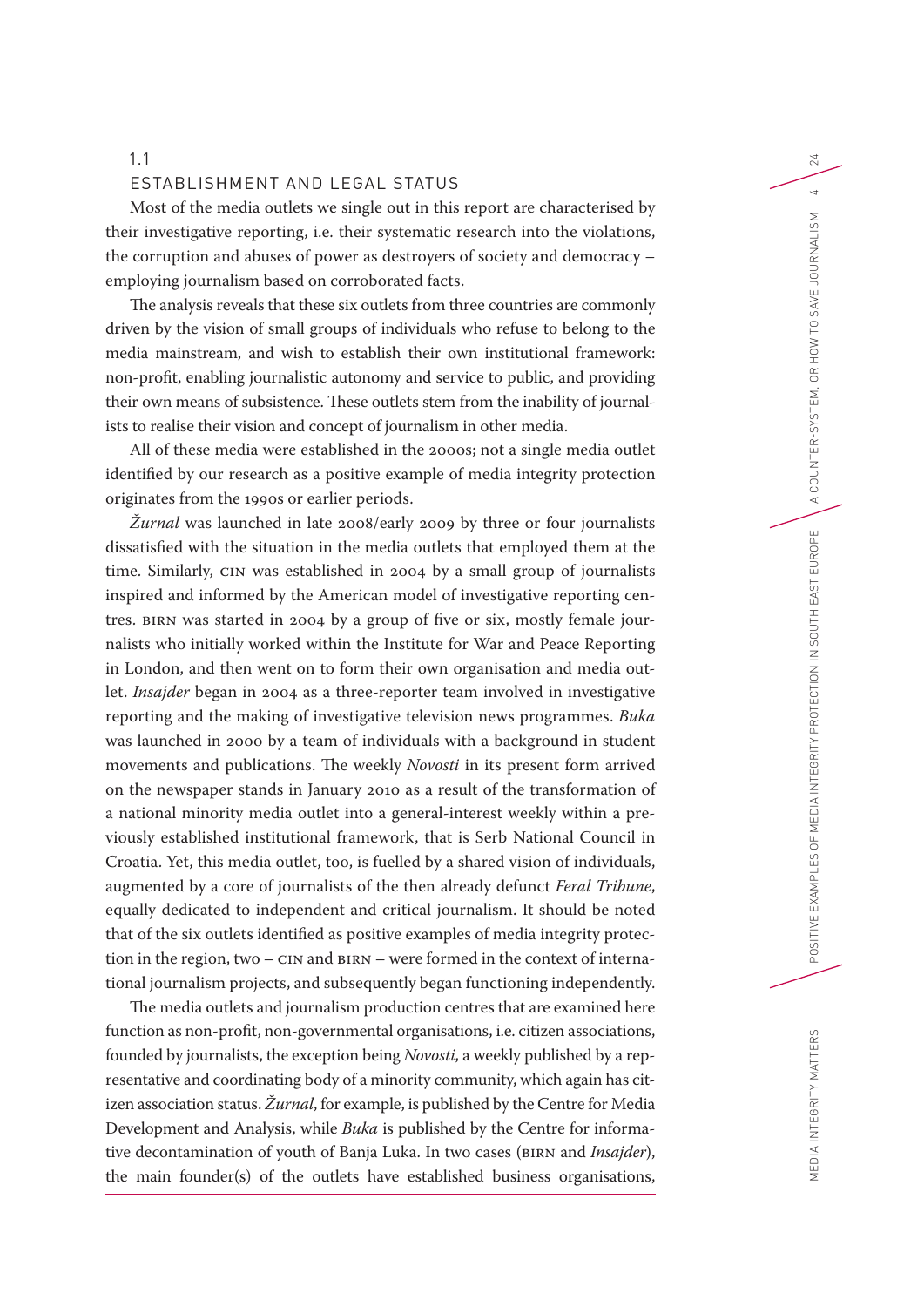## 1.1 ESTABLISHMENT AND LEGAL STATUS

Most of the media outlets we single out in this report are characterised by their investigative reporting, i.e. their systematic research into the violations, the corruption and abuses of power as destroyers of society and democracy – employing journalism based on corroborated facts.

The analysis reveals that these six outlets from three countries are commonly driven by the vision of small groups of individuals who refuse to belong to the media mainstream, and wish to establish their own institutional framework: non-profit, enabling journalistic autonomy and service to public, and providing their own means of subsistence. These outlets stem from the inability of journalists to realise their vision and concept of journalism in other media.

All of these media were established in the 2000s; not a single media outlet identified by our research as a positive example of media integrity protection originates from the 1990s or earlier periods.

*Žurnal* was launched in late 2008/early 2009 by three or four journalists dissatisfied with the situation in the media outlets that employed them at the time. Similarly, CIN was established in 2004 by a small group of journalists inspired and informed by the American model of investigative reporting centres. BIRN was started in 2004 by a group of five or six, mostly female journalists who initially worked within the Institute for War and Peace Reporting in London, and then went on to form their own organisation and media outlet. *Insajder* began in 2004 as a three-reporter team involved in investigative reporting and the making of investigative television news programmes. *Buka* was launched in 2000 by a team of individuals with a background in student movements and publications. The weekly *Novosti* in its present form arrived on the newspaper stands in January 2010 as a result of the transformation of a national minority media outlet into a general-interest weekly within a previously established institutional framework, that is Serb National Council in Croatia. Yet, this media outlet, too, is fuelled by a shared vision of individuals, augmented by a core of journalists of the then already defunct *Feral Tribune*, equally dedicated to independent and critical journalism. It should be noted that of the six outlets identified as positive examples of media integrity protection in the region, two – CIN and BIRN – were formed in the context of international journalism projects, and subsequently began functioning independently.

The media outlets and journalism production centres that are examined here function as non-profit, non-governmental organisations, i.e. citizen associations, founded by journalists, the exception being *Novosti*, a weekly published by a representative and coordinating body of a minority community, which again has citizen association status. *Žurnal*, for example, is published by the Centre for Media Development and Analysis, while *Buka* is published by the Centre for informative decontamination of youth of Banja Luka. In two cases (BIRN and *Insajder*), the main founder(s) of the outlets have established business organisations,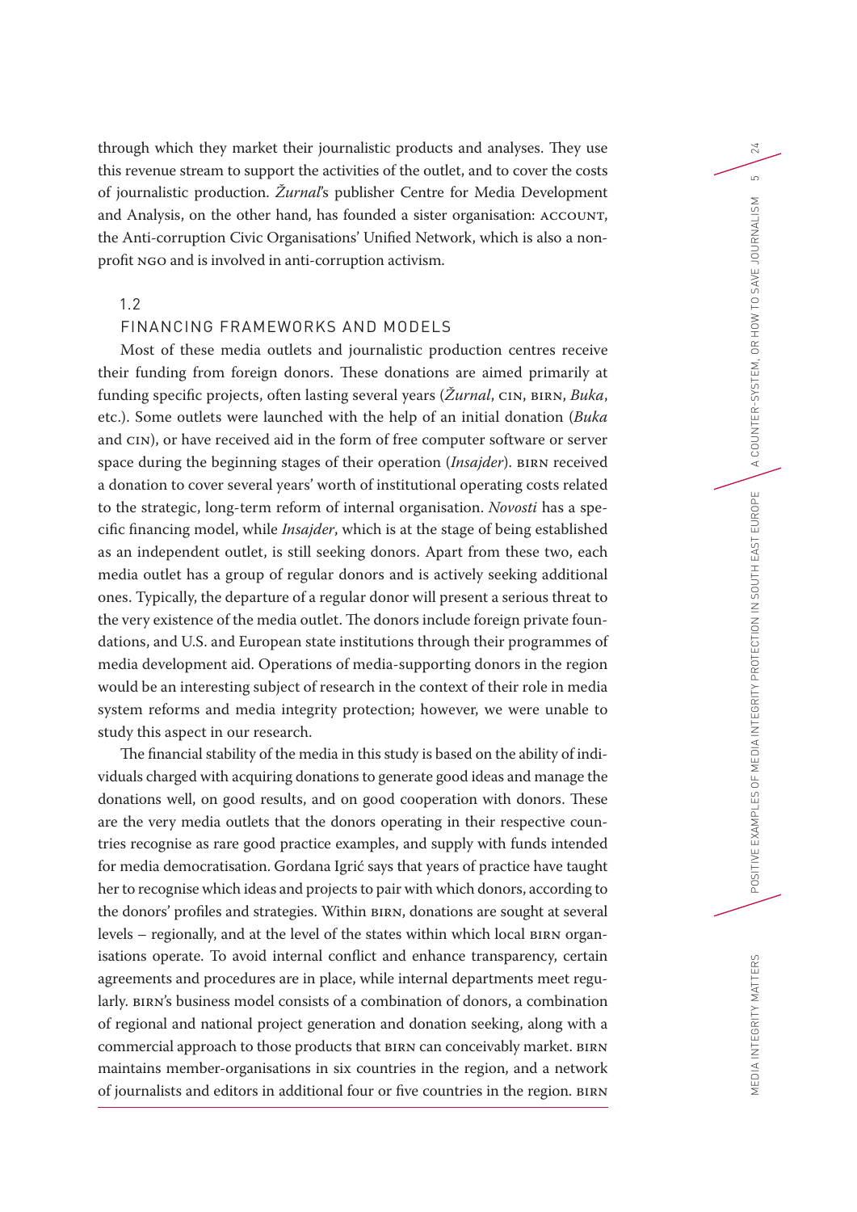through which they market their journalistic products and analyses. They use this revenue stream to support the activities of the outlet, and to cover the costs of journalistic production. *Žurnal*'s publisher Centre for Media Development and Analysis, on the other hand, has founded a sister organisation: ACCOUNT, the Anti-corruption Civic Organisations' Unified Network, which is also a non-profit NGO and is involved in anti-corruption activism.

## 1.2 FINANCING FRAMEWORKS AND MODELS

Most of these media outlets and journalistic production centres receive their funding from foreign donors. These donations are aimed primarily at funding specific projects, often lasting several years (*Žurnal*, CIN, BIRN, *Buka*, etc.). Some outlets were launched with the help of an initial donation (*Buka* and CIN), or have received aid in the form of free computer software or server space during the beginning stages of their operation (*Insajder*). BIRN received a donation to cover several years' worth of institutional operating costs related to the strategic, long-term reform of internal organisation. *Novosti* has a specific financing model, while *Insajder*, which is at the stage of being established as an independent outlet, is still seeking donors. Apart from these two, each media outlet has a group of regular donors and is actively seeking additional ones. Typically, the departure of a regular donor will present a serious threat to the very existence of the media outlet. The donors include foreign private foundations, and U.S. and European state institutions through their programmes of media development aid. Operations of media-supporting donors in the region would be an interesting subject of research in the context of their role in media system reforms and media integrity protection; however, we were unable to study this aspect in our research.

The financial stability of the media in this study is based on the ability of individuals charged with acquiring donations to generate good ideas and manage the donations well, on good results, and on good cooperation with donors. These are the very media outlets that the donors operating in their respective countries recognise as rare good practice examples, and supply with funds intended for media democratisation. Gordana Igrić says that years of practice have taught her to recognise which ideas and projects to pair with which donors, according to the donors' profiles and strategies. Within BIRN, donations are sought at several levels – regionally, and at the level of the states within which local BIRN organisations operate. To avoid internal conflict and enhance transparency, certain agreements and procedures are in place, while internal departments meet regularly. BIRN's business model consists of a combination of donors, a combination of regional and national project generation and donation seeking, along with a commercial approach to those products that BIRN can conceivably market. BIRN maintains member-organisations in six countries in the region, and a network of journalists and editors in additional four or five countries in the region. BIRN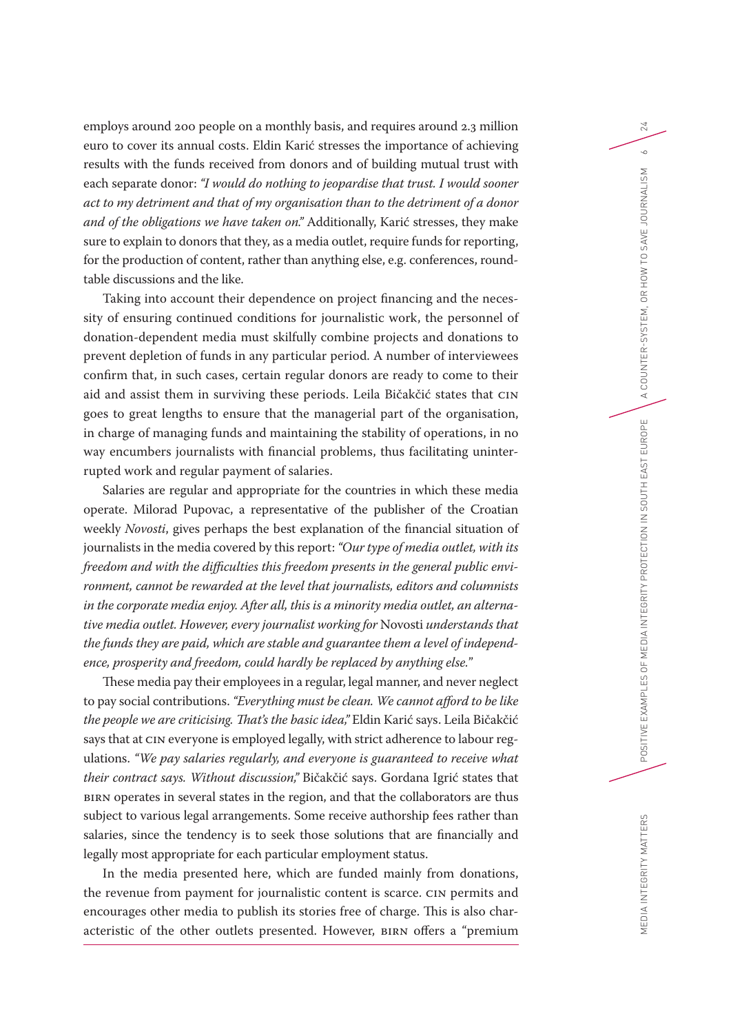employs around 200 people on a monthly basis, and requires around 2.3 million euro to cover its annual costs. Eldin Karić stresses the importance of achieving results with the funds received from donors and of building mutual trust with each separate donor: *"I would do nothing to jeopardise that trust. I would sooner act to my detriment and that of my organisation than to the detriment of a donor and of the obligations we have taken on."* Additionally, Karić stresses, they make sure to explain to donors that they, as a media outlet, require funds for reporting, for the production of content, rather than anything else, e.g. conferences, round-table discussions and the like.

Taking into account their dependence on project financing and the necessity of ensuring continued conditions for journalistic work, the personnel of donation-dependent media must skilfully combine projects and donations to prevent depletion of funds in any particular period. A number of interviewees confirm that, in such cases, certain regular donors are ready to come to their aid and assist them in surviving these periods. Leila Bičakčić states that CIN goes to great lengths to ensure that the managerial part of the organisation, in charge of managing funds and maintaining the stability of operations, in no way encumbers journalists with financial problems, thus facilitating uninterrupted work and regular payment of salaries.

Salaries are regular and appropriate for the countries in which these media operate. Milorad Pupovac, a representative of the publisher of the Croatian weekly *Novosti*, gives perhaps the best explanation of the financial situation of journalists in the media covered by this report: *"Our type of media outlet, with its freedom and with the difficulties this freedom presents in the general public environment, cannot be rewarded at the level that journalists, editors and columnists in the corporate media enjoy. After all, this is a minority media outlet, an alternative media outlet. However, every journalist working for* Novosti *understands that the funds they are paid, which are stable and guarantee them a level of independence, prosperity and freedom, could hardly be replaced by anything else."*

These media pay their employees in a regular, legal manner, and never neglect to pay social contributions. *"Everything must be clean. We cannot afford to be like the people we are criticising. That's the basic idea,"* Eldin Karić says. Leila Bičakčić says that at CIN everyone is employed legally, with strict adherence to labour regulations. *"We pay salaries regularly, and everyone is guaranteed to receive what their contract says. Without discussion,"* Bičakčić says. Gordana Igrić states that BIRN operates in several states in the region, and that the collaborators are thus subject to various legal arrangements. Some receive authorship fees rather than salaries, since the tendency is to seek those solutions that are financially and legally most appropriate for each particular employment status.

In the media presented here, which are funded mainly from donations, the revenue from payment for journalistic content is scarce. CIN permits and encourages other media to publish its stories free of charge. This is also characteristic of the other outlets presented. However, BIRN offers a "premium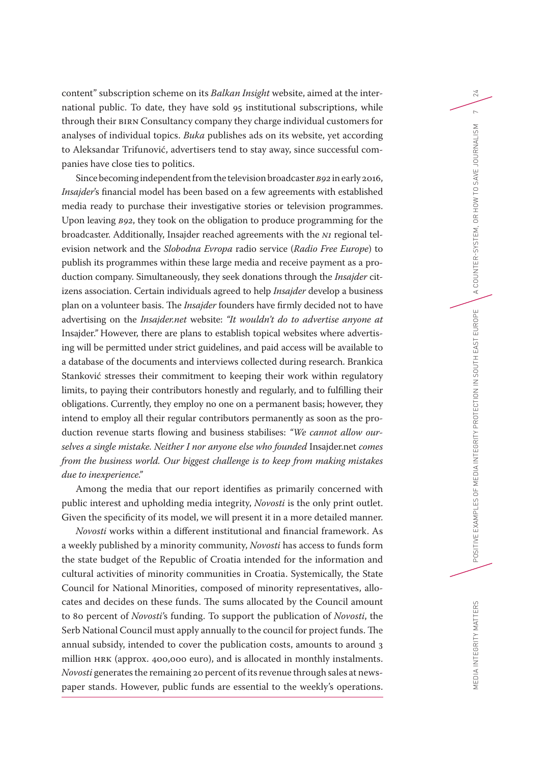content" subscription scheme on its *Balkan Insight* website, aimed at the international public. To date, they have sold 95 institutional subscriptions, while through their BIRN Consultancy company they charge individual customers for analyses of individual topics. *Buka* publishes ads on its website, yet according to Aleksandar Trifunović, advertisers tend to stay away, since successful companies have close ties to politics.

Since becoming independent from the television broadcaster *B92* in early 2016, *Insajder*'s financial model has been based on a few agreements with established media ready to purchase their investigative stories or television programmes. Upon leaving *B92*, they took on the obligation to produce programming for the broadcaster. Additionally, Insajder reached agreements with the *N1* regional television network and the *Slobodna Evropa* radio service (*Radio Free Europe*) to publish its programmes within these large media and receive payment as a production company. Simultaneously, they seek donations through the *Insajder* citizens association. Certain individuals agreed to help *Insajder* develop a business plan on a volunteer basis. The *Insajder* founders have firmly decided not to have advertising on the *Insajder.net* website: *"It wouldn't do to advertise anyone at* Insajder." However, there are plans to establish topical websites where advertising will be permitted under strict guidelines, and paid access will be available to a database of the documents and interviews collected during research. Brankica Stanković stresses their commitment to keeping their work within regulatory limits, to paying their contributors honestly and regularly, and to fulfilling their obligations. Currently, they employ no one on a permanent basis; however, they intend to employ all their regular contributors permanently as soon as the production revenue starts flowing and business stabilises: *"We cannot allow ourselves a single mistake. Neither I nor anyone else who founded* Insajder.net *comes from the business world. Our biggest challenge is to keep from making mistakes due to inexperience."*

Among the media that our report identifies as primarily concerned with public interest and upholding media integrity, *Novosti* is the only print outlet. Given the specificity of its model, we will present it in a more detailed manner.

*Novosti* works within a different institutional and financial framework. As a weekly published by a minority community, *Novosti* has access to funds form the state budget of the Republic of Croatia intended for the information and cultural activities of minority communities in Croatia. Systemically, the State Council for National Minorities, composed of minority representatives, allocates and decides on these funds. The sums allocated by the Council amount to 80 percent of *Novosti*'s funding. To support the publication of *Novosti*, the Serb National Council must apply annually to the council for project funds. The annual subsidy, intended to cover the publication costs, amounts to around 3 million HRK (approx. 400,000 euro), and is allocated in monthly instalments. *Novosti* generates the remaining 20 percent of its revenue through sales at newspaper stands. However, public funds are essential to the weekly's operations.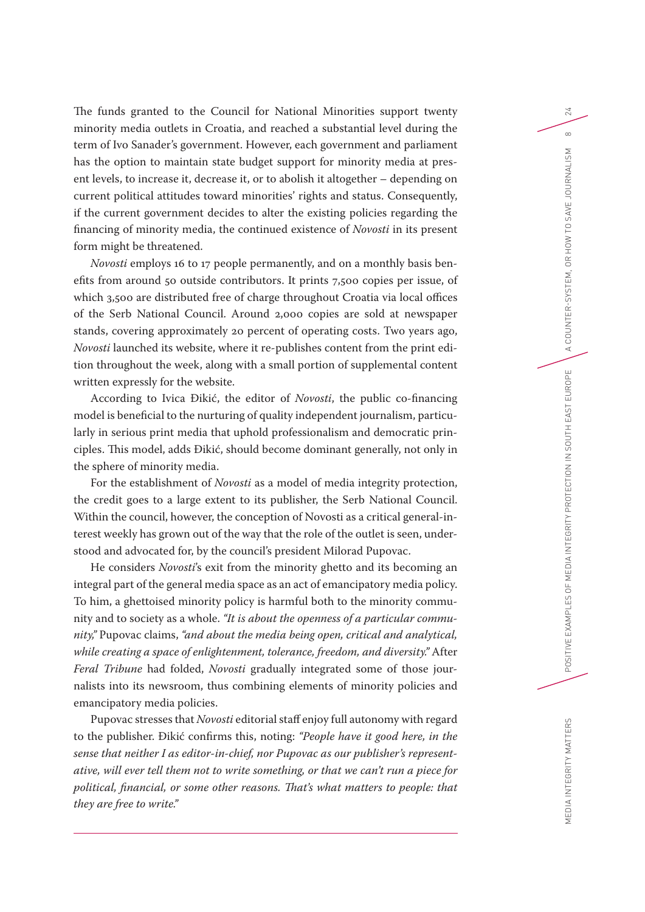The funds granted to the Council for National Minorities support twenty minority media outlets in Croatia, and reached a substantial level during the term of Ivo Sanader's government. However, each government and parliament has the option to maintain state budget support for minority media at present levels, to increase it, decrease it, or to abolish it altogether – depending on current political attitudes toward minorities' rights and status. Consequently, if the current government decides to alter the existing policies regarding the financing of minority media, the continued existence of *Novosti* in its present form might be threatened.

*Novosti* employs 16 to 17 people permanently, and on a monthly basis benefits from around 50 outside contributors. It prints 7,500 copies per issue, of which 3,500 are distributed free of charge throughout Croatia via local offices of the Serb National Council. Around 2,000 copies are sold at newspaper stands, covering approximately 20 percent of operating costs. Two years ago, *Novosti* launched its website, where it re-publishes content from the print edition throughout the week, along with a small portion of supplemental content written expressly for the website.

According to Ivica Đikić, the editor of *Novosti*, the public co-financing model is beneficial to the nurturing of quality independent journalism, particularly in serious print media that uphold professionalism and democratic principles. This model, adds Đikić, should become dominant generally, not only in the sphere of minority media.

For the establishment of *Novosti* as a model of media integrity protection, the credit goes to a large extent to its publisher, the Serb National Council. Within the council, however, the conception of Novosti as a critical general-interest weekly has grown out of the way that the role of the outlet is seen, understood and advocated for, by the council's president Milorad Pupovac.

He considers *Novosti*'s exit from the minority ghetto and its becoming an integral part of the general media space as an act of emancipatory media policy. To him, a ghettoised minority policy is harmful both to the minority community and to society as a whole. *"It is about the openness of a particular community,"* Pupovac claims, *"and about the media being open, critical and analytical, while creating a space of enlightenment, tolerance, freedom, and diversity."* After *Feral Tribune* had folded, *Novosti* gradually integrated some of those journalists into its newsroom, thus combining elements of minority policies and emancipatory media policies.

Pupovac stresses that *Novosti* editorial staff enjoy full autonomy with regard to the publisher. Đikić confirms this, noting: *"People have it good here, in the sense that neither I as editor-in-chief, nor Pupovac as our publisher's representative, will ever tell them not to write something, or that we can't run a piece for political, financial, or some other reasons. That's what matters to people: that they are free to write."*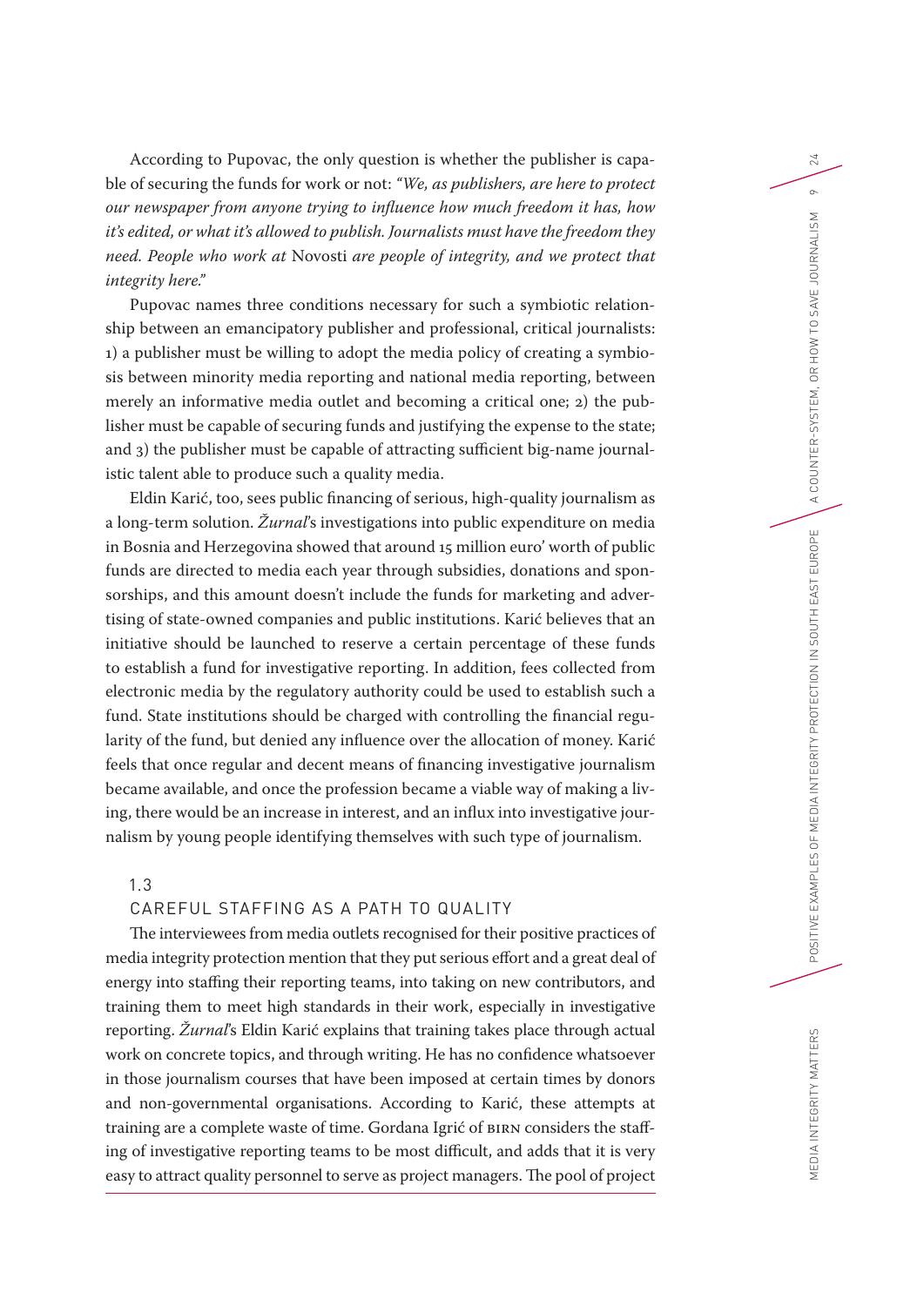According to Pupovac, the only question is whether the publisher is capable of securing the funds for work or not: *"We, as publishers, are here to protect our newspaper from anyone trying to influence how much freedom it has, how it's edited, or what it's allowed to publish. Journalists must have the freedom they need. People who work at* Novosti *are people of integrity, and we protect that integrity here."*

Pupovac names three conditions necessary for such a symbiotic relationship between an emancipatory publisher and professional, critical journalists: 1) a publisher must be willing to adopt the media policy of creating a symbiosis between minority media reporting and national media reporting, between merely an informative media outlet and becoming a critical one; 2) the publisher must be capable of securing funds and justifying the expense to the state; and 3) the publisher must be capable of attracting sufficient big-name journalistic talent able to produce such a quality media.

Eldin Karić, too, sees public financing of serious, high-quality journalism as a long-term solution. *Žurnal*'s investigations into public expenditure on media in Bosnia and Herzegovina showed that around 15 million euro' worth of public funds are directed to media each year through subsidies, donations and sponsorships, and this amount doesn't include the funds for marketing and advertising of state-owned companies and public institutions. Karić believes that an initiative should be launched to reserve a certain percentage of these funds to establish a fund for investigative reporting. In addition, fees collected from electronic media by the regulatory authority could be used to establish such a fund. State institutions should be charged with controlling the financial regularity of the fund, but denied any influence over the allocation of money. Karić feels that once regular and decent means of financing investigative journalism became available, and once the profession became a viable way of making a living, there would be an increase in interest, and an influx into investigative journalism by young people identifying themselves with such type of journalism.

### 1.3 CAREFUL STAFFING AS A PATH TO QUALITY

The interviewees from media outlets recognised for their positive practices of media integrity protection mention that they put serious effort and a great deal of energy into staffing their reporting teams, into taking on new contributors, and training them to meet high standards in their work, especially in investigative reporting. *Žurnal*'s Eldin Karić explains that training takes place through actual work on concrete topics, and through writing. He has no confidence whatsoever in those journalism courses that have been imposed at certain times by donors and non-governmental organisations. According to Karić, these attempts at training are a complete waste of time. Gordana Igrić of BIRN considers the staffing of investigative reporting teams to be most difficult, and adds that it is very easy to attract quality personnel to serve as project managers. The pool of project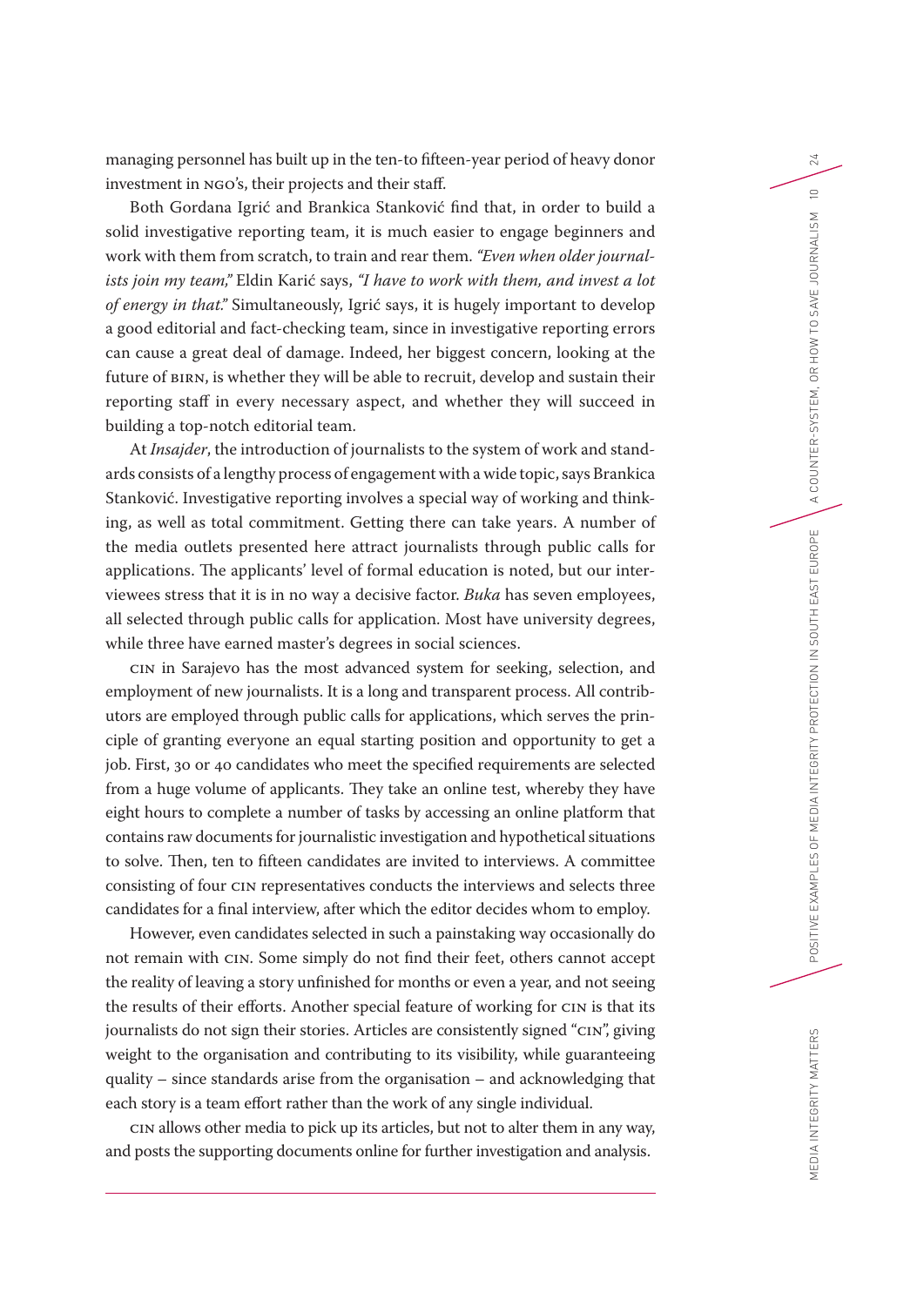managing personnel has built up in the ten-to fifteen-year period of heavy donor investment in NGO's, their projects and their staff.

Both Gordana Igrić and Brankica Stanković find that, in order to build a solid investigative reporting team, it is much easier to engage beginners and work with them from scratch, to train and rear them. *"Even when older journalists join my team,"* Eldin Karić says, *"I have to work with them, and invest a lot of energy in that."* Simultaneously, Igrić says, it is hugely important to develop a good editorial and fact-checking team, since in investigative reporting errors can cause a great deal of damage. Indeed, her biggest concern, looking at the future of BIRN, is whether they will be able to recruit, develop and sustain their reporting staff in every necessary aspect, and whether they will succeed in building a top-notch editorial team.

At *Insajder*, the introduction of journalists to the system of work and standards consists of a lengthy process of engagement with a wide topic, says Brankica Stanković. Investigative reporting involves a special way of working and thinking, as well as total commitment. Getting there can take years. A number of the media outlets presented here attract journalists through public calls for applications. The applicants' level of formal education is noted, but our interviewees stress that it is in no way a decisive factor. *Buka* has seven employees, all selected through public calls for application. Most have university degrees, while three have earned master's degrees in social sciences.

CIN in Sarajevo has the most advanced system for seeking, selection, and employment of new journalists. It is a long and transparent process. All contributors are employed through public calls for applications, which serves the principle of granting everyone an equal starting position and opportunity to get a job. First, 30 or 40 candidates who meet the specified requirements are selected from a huge volume of applicants. They take an online test, whereby they have eight hours to complete a number of tasks by accessing an online platform that contains raw documents for journalistic investigation and hypothetical situations to solve. Then, ten to fifteen candidates are invited to interviews. A committee consisting of four CIN representatives conducts the interviews and selects three candidates for a final interview, after which the editor decides whom to employ.

However, even candidates selected in such a painstaking way occasionally do not remain with CIN. Some simply do not find their feet, others cannot accept the reality of leaving a story unfinished for months or even a year, and not seeing the results of their efforts. Another special feature of working for CIN is that its journalists do not sign their stories. Articles are consistently signed "CIN", giving weight to the organisation and contributing to its visibility, while guaranteeing quality – since standards arise from the organisation – and acknowledging that each story is a team effort rather than the work of any single individual.

CIN allows other media to pick up its articles, but not to alter them in any way, and posts the supporting documents online for further investigation and analysis.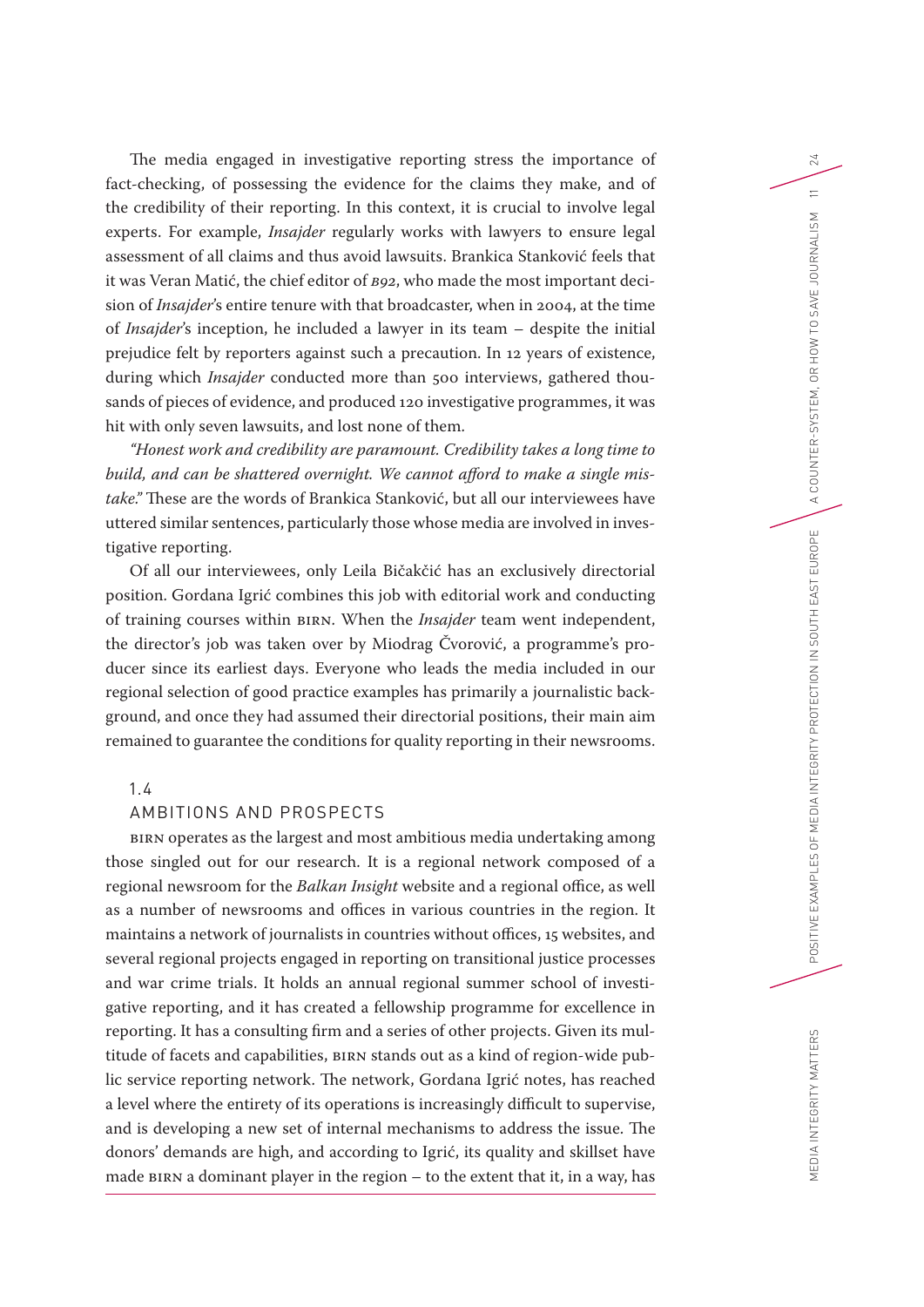The media engaged in investigative reporting stress the importance of fact-checking, of possessing the evidence for the claims they make, and of the credibility of their reporting. In this context, it is crucial to involve legal experts. For example, *Insajder* regularly works with lawyers to ensure legal assessment of all claims and thus avoid lawsuits. Brankica Stanković feels that it was Veran Matić, the chief editor of *B92*, who made the most important decision of *Insajder*'s entire tenure with that broadcaster, when in 2004, at the time of *Insajder*'s inception, he included a lawyer in its team – despite the initial prejudice felt by reporters against such a precaution. In 12 years of existence, during which *Insajder* conducted more than 500 interviews, gathered thousands of pieces of evidence, and produced 120 investigative programmes, it was hit with only seven lawsuits, and lost none of them.

*"Honest work and credibility are paramount. Credibility takes a long time to build, and can be shattered overnight. We cannot afford to make a single mistake."* These are the words of Brankica Stanković, but all our interviewees have uttered similar sentences, particularly those whose media are involved in investigative reporting.

Of all our interviewees, only Leila Bičakčić has an exclusively directorial position. Gordana Igrić combines this job with editorial work and conducting of training courses within BIRN. When the *Insajder* team went independent, the director's job was taken over by Miodrag Čvorović, a programme's producer since its earliest days. Everyone who leads the media included in our regional selection of good practice examples has primarily a journalistic background, and once they had assumed their directorial positions, their main aim remained to guarantee the conditions for quality reporting in their newsrooms.

## 1.4 AMBITIONS AND PROSPECTS

BIRN operates as the largest and most ambitious media undertaking among those singled out for our research. It is a regional network composed of a regional newsroom for the *Balkan Insight* website and a regional office, as well as a number of newsrooms and offices in various countries in the region. It maintains a network of journalists in countries without offices, 15 websites, and several regional projects engaged in reporting on transitional justice processes and war crime trials. It holds an annual regional summer school of investigative reporting, and it has created a fellowship programme for excellence in reporting. It has a consulting firm and a series of other projects. Given its multitude of facets and capabilities, BIRN stands out as a kind of region-wide public service reporting network. The network, Gordana Igrić notes, has reached a level where the entirety of its operations is increasingly difficult to supervise, and is developing a new set of internal mechanisms to address the issue. The donors' demands are high, and according to Igrić, its quality and skillset have made BIRN a dominant player in the region – to the extent that it, in a way, has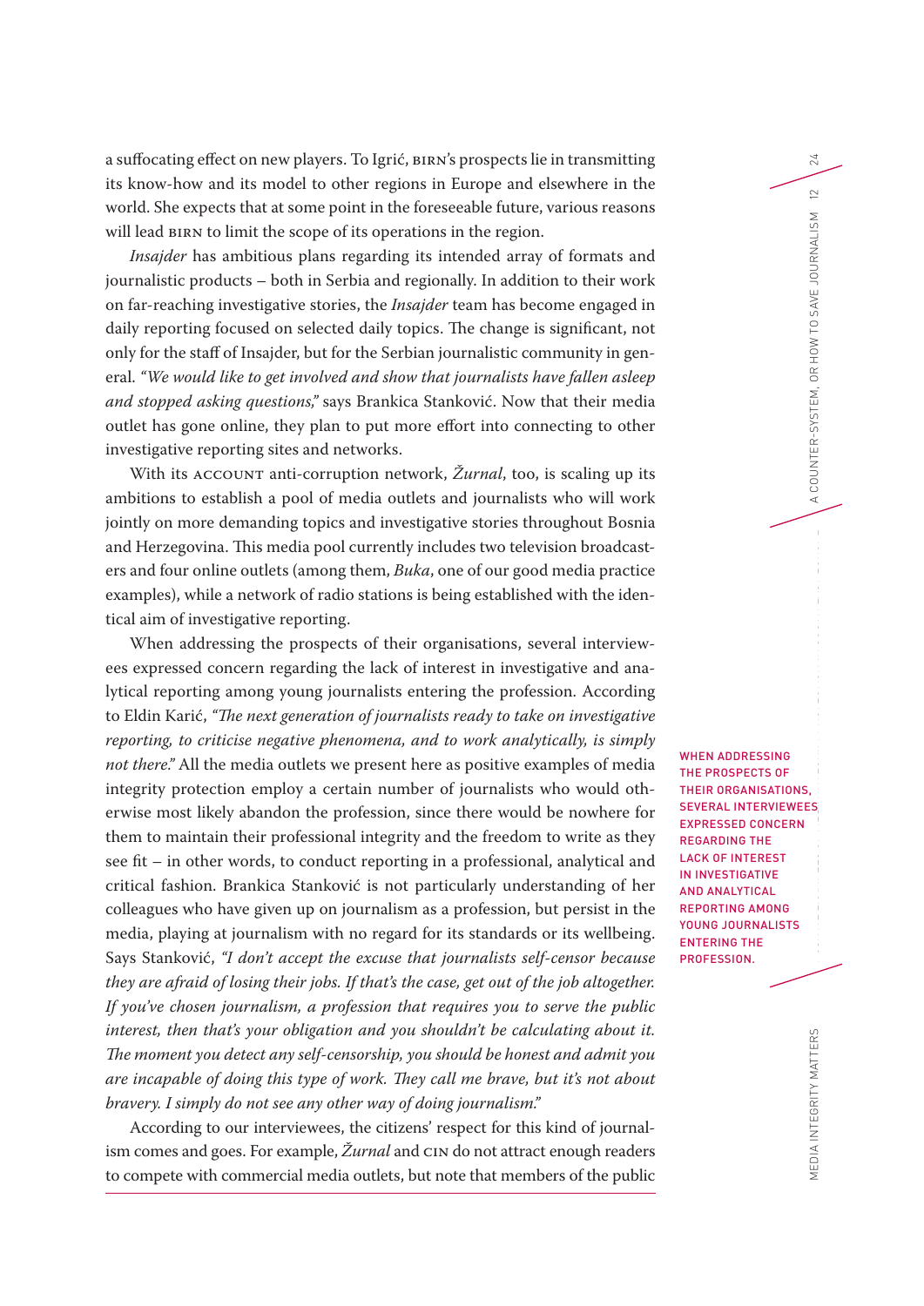a suffocating effect on new players. To Igrić, BIRN's prospects lie in transmitting its know-how and its model to other regions in Europe and elsewhere in the world. She expects that at some point in the foreseeable future, various reasons will lead BIRN to limit the scope of its operations in the region.

*Insajder* has ambitious plans regarding its intended array of formats and journalistic products – both in Serbia and regionally. In addition to their work on far-reaching investigative stories, the *Insajder* team has become engaged in daily reporting focused on selected daily topics. The change is significant, not only for the staff of Insajder, but for the Serbian journalistic community in general. *"We would like to get involved and show that journalists have fallen asleep and stopped asking questions,"* says Brankica Stanković. Now that their media outlet has gone online, they plan to put more effort into connecting to other investigative reporting sites and networks.

With its ACCOUNT anti-corruption network, *Žurnal*, too, is scaling up its ambitions to establish a pool of media outlets and journalists who will work jointly on more demanding topics and investigative stories throughout Bosnia and Herzegovina. This media pool currently includes two television broadcasters and four online outlets (among them, *Buka*, one of our good media practice examples), while a network of radio stations is being established with the identical aim of investigative reporting.

When addressing the prospects of their organisations, several interviewees expressed concern regarding the lack of interest in investigative and analytical reporting among young journalists entering the profession. According to Eldin Karić, *"The next generation of journalists ready to take on investigative reporting, to criticise negative phenomena, and to work analytically, is simply not there."* All the media outlets we present here as positive examples of media integrity protection employ a certain number of journalists who would otherwise most likely abandon the profession, since there would be nowhere for them to maintain their professional integrity and the freedom to write as they see fit – in other words, to conduct reporting in a professional, analytical and critical fashion. Brankica Stanković is not particularly understanding of her colleagues who have given up on journalism as a profession, but persist in the media, playing at journalism with no regard for its standards or its wellbeing. Says Stanković, *"I don't accept the excuse that journalists self-censor because they are afraid of losing their jobs. If that's the case, get out of the job altogether. If you've chosen journalism, a profession that requires you to serve the public interest, then that's your obligation and you shouldn't be calculating about it. The moment you detect any self-censorship, you should be honest and admit you are incapable of doing this type of work. They call me brave, but it's not about bravery. I simply do not see any other way of doing journalism."*

WHEN ADDRESSING THE PROSPECTS OF THEIR ORGANISATIONS, SEVERAL INTERVIEWEES EXPRESSED CONCERN REGARDING THE LACK OF INTEREST IN INVESTIGATIVE AND ANALYTICAL REPORTING AMONG YOUNG JOURNALISTS ENTERING THE PROFESSION.

According to our interviewees, the citizens' respect for this kind of journalism comes and goes. For example, *Žurnal* and CIN do not attract enough readers to compete with commercial media outlets, but note that members of the public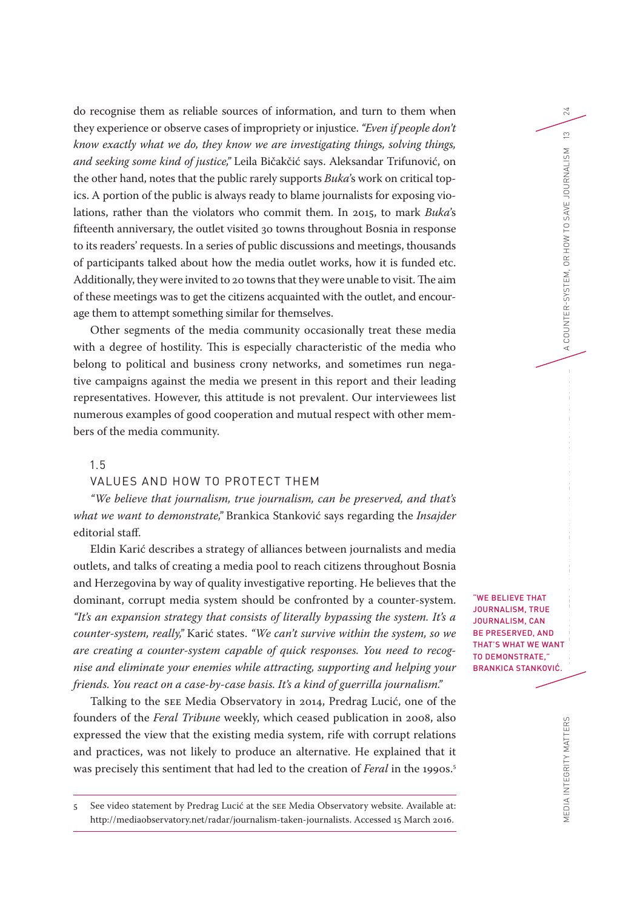do recognise them as reliable sources of information, and turn to them when they experience or observe cases of impropriety or injustice. *"Even if people don't know exactly what we do, they know we are investigating things, solving things, and seeking some kind of justice,"* Leila Bičakčić says. Aleksandar Trifunović, on the other hand, notes that the public rarely supports *Buka*'s work on critical topics. A portion of the public is always ready to blame journalists for exposing violations, rather than the violators who commit them. In 2015, to mark *Buka*'s fifteenth anniversary, the outlet visited 30 towns throughout Bosnia in response to its readers' requests. In a series of public discussions and meetings, thousands of participants talked about how the media outlet works, how it is funded etc. Additionally, they were invited to 20 towns that they were unable to visit. The aim of these meetings was to get the citizens acquainted with the outlet, and encourage them to attempt something similar for themselves.

Other segments of the media community occasionally treat these media with a degree of hostility. This is especially characteristic of the media who belong to political and business crony networks, and sometimes run negative campaigns against the media we present in this report and their leading representatives. However, this attitude is not prevalent. Our interviewees list numerous examples of good cooperation and mutual respect with other members of the media community.

## 1.5 VALUES AND HOW TO PROTECT THEM

*"We believe that journalism, true journalism, can be preserved, and that's what we want to demonstrate,"* Brankica Stanković says regarding the *Insajder* editorial staff.

Eldin Karić describes a strategy of alliances between journalists and media outlets, and talks of creating a media pool to reach citizens throughout Bosnia and Herzegovina by way of quality investigative reporting. He believes that the dominant, corrupt media system should be confronted by a counter-system. *"It's an expansion strategy that consists of literally bypassing the system. It's a counter-system, really,"* Karić states. *"We can't survive within the system, so we are creating a counter-system capable of quick responses. You need to recognise and eliminate your enemies while attracting, supporting and helping your friends. You react on a case-by-case basis. It's a kind of guerrilla journalism."*

"WE BELIEVE THAT JOURNALISM, TRUE JOURNALISM, CAN BE PRESERVED, AND THAT'S WHAT WE WANT TO DEMONSTRATE," BRANKICA STANKOVIĆ.

Talking to the SEE Media Observatory in 2014, Predrag Lucić, one of the founders of the *Feral Tribune* weekly, which ceased publication in 2008, also expressed the view that the existing media system, rife with corrupt relations and practices, was not likely to produce an alternative. He explained that it was precisely this sentiment that had led to the creation of *Feral* in the 1990s.[5]

---

5 See video statement by Predrag Lucić at the SEE Media Observatory website. Available at: http://mediaobservatory.net/radar/journalism-taken-journalists. Accessed 15 March 2016.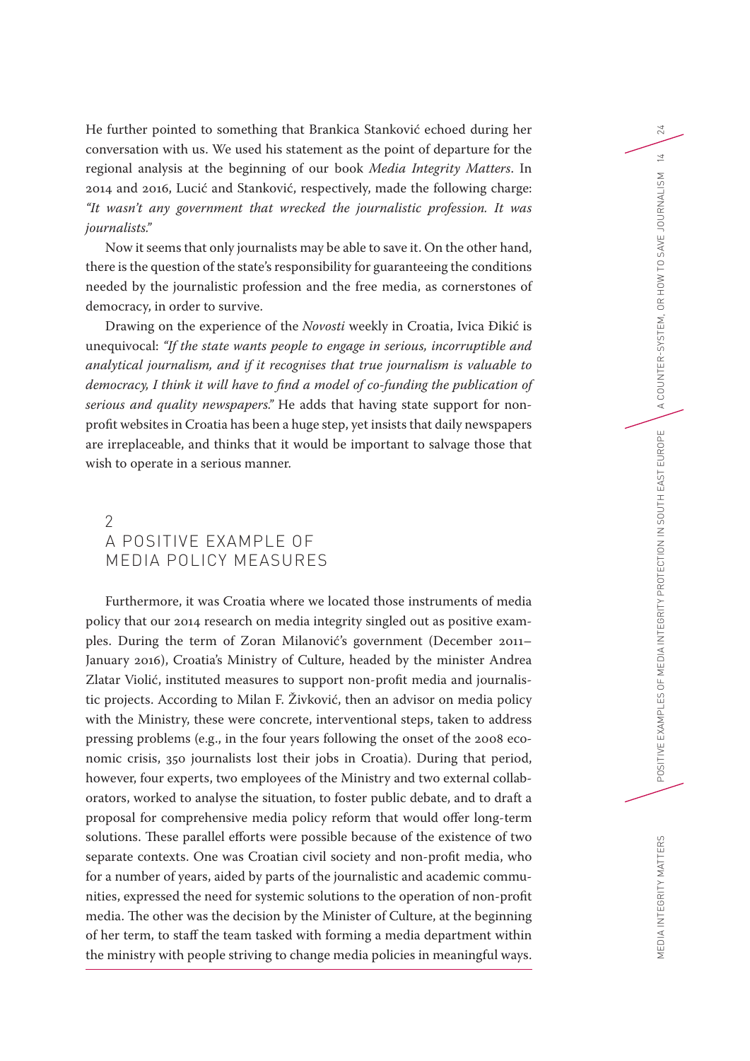He further pointed to something that Brankica Stanković echoed during her conversation with us. We used his statement as the point of departure for the regional analysis at the beginning of our book *Media Integrity Matters*. In 2014 and 2016, Lucić and Stanković, respectively, made the following charge: *"It wasn't any government that wrecked the journalistic profession. It was journalists."*

Now it seems that only journalists may be able to save it. On the other hand, there is the question of the state's responsibility for guaranteeing the conditions needed by the journalistic profession and the free media, as cornerstones of democracy, in order to survive.

Drawing on the experience of the *Novosti* weekly in Croatia, Ivica Đikić is unequivocal: *"If the state wants people to engage in serious, incorruptible and analytical journalism, and if it recognises that true journalism is valuable to democracy, I think it will have to find a model of co-funding the publication of serious and quality newspapers."* He adds that having state support for non-profit websites in Croatia has been a huge step, yet insists that daily newspapers are irreplaceable, and thinks that it would be important to salvage those that wish to operate in a serious manner.

## 2 A POSITIVE EXAMPLE OF MEDIA POLICY MEASURES

Furthermore, it was Croatia where we located those instruments of media policy that our 2014 research on media integrity singled out as positive examples. During the term of Zoran Milanović's government (December 2011–January 2016), Croatia's Ministry of Culture, headed by the minister Andrea Zlatar Violić, instituted measures to support non-profit media and journalistic projects. According to Milan F. Živković, then an advisor on media policy with the Ministry, these were concrete, interventional steps, taken to address pressing problems (e.g., in the four years following the onset of the 2008 economic crisis, 350 journalists lost their jobs in Croatia). During that period, however, four experts, two employees of the Ministry and two external collaborators, worked to analyse the situation, to foster public debate, and to draft a proposal for comprehensive media policy reform that would offer long-term solutions. These parallel efforts were possible because of the existence of two separate contexts. One was Croatian civil society and non-profit media, who for a number of years, aided by parts of the journalistic and academic communities, expressed the need for systemic solutions to the operation of non-profit media. The other was the decision by the Minister of Culture, at the beginning of her term, to staff the team tasked with forming a media department within the ministry with people striving to change media policies in meaningful ways.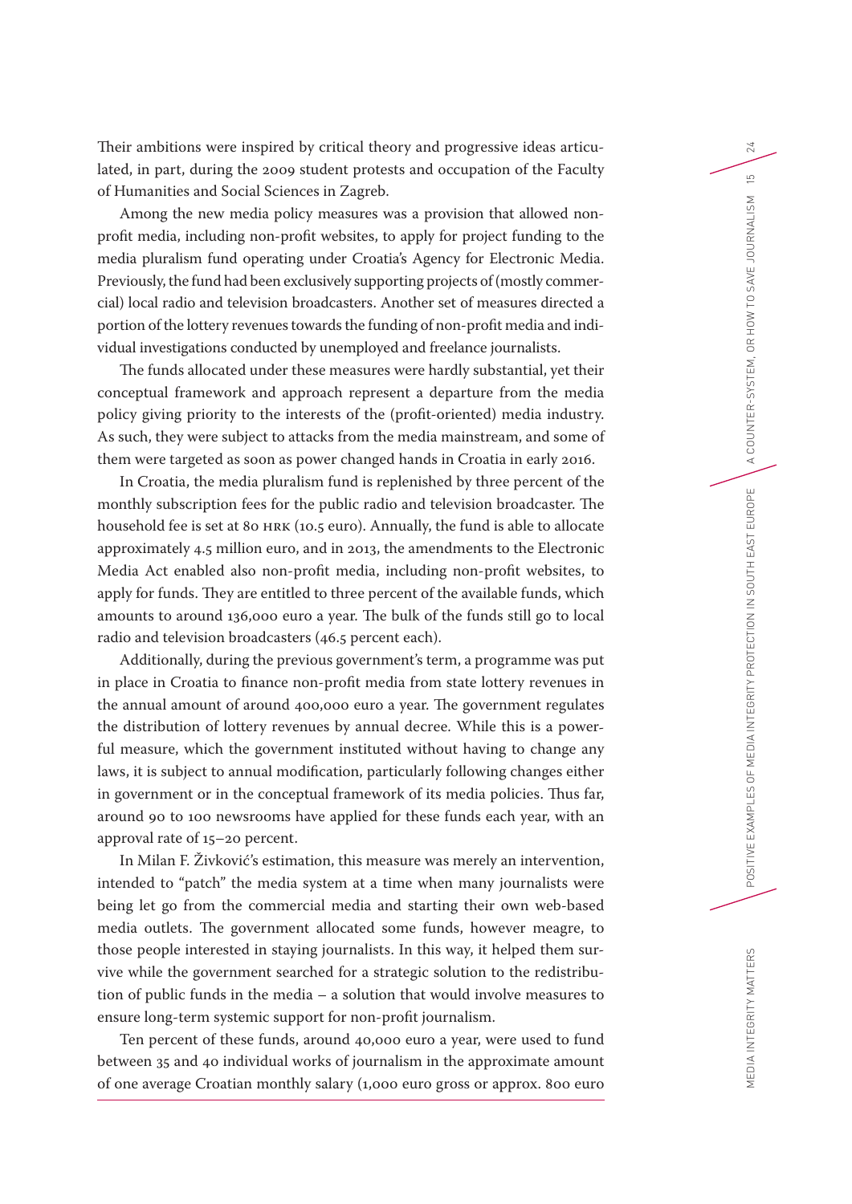Their ambitions were inspired by critical theory and progressive ideas articulated, in part, during the 2009 student protests and occupation of the Faculty of Humanities and Social Sciences in Zagreb.

Among the new media policy measures was a provision that allowed non-profit media, including non-profit websites, to apply for project funding to the media pluralism fund operating under Croatia's Agency for Electronic Media. Previously, the fund had been exclusively supporting projects of (mostly commercial) local radio and television broadcasters. Another set of measures directed a portion of the lottery revenues towards the funding of non-profit media and individual investigations conducted by unemployed and freelance journalists.

The funds allocated under these measures were hardly substantial, yet their conceptual framework and approach represent a departure from the media policy giving priority to the interests of the (profit-oriented) media industry. As such, they were subject to attacks from the media mainstream, and some of them were targeted as soon as power changed hands in Croatia in early 2016.

In Croatia, the media pluralism fund is replenished by three percent of the monthly subscription fees for the public radio and television broadcaster. The household fee is set at 80 HRK (10.5 euro). Annually, the fund is able to allocate approximately 4.5 million euro, and in 2013, the amendments to the Electronic Media Act enabled also non-profit media, including non-profit websites, to apply for funds. They are entitled to three percent of the available funds, which amounts to around 136,000 euro a year. The bulk of the funds still go to local radio and television broadcasters (46.5 percent each).

Additionally, during the previous government's term, a programme was put in place in Croatia to finance non-profit media from state lottery revenues in the annual amount of around 400,000 euro a year. The government regulates the distribution of lottery revenues by annual decree. While this is a powerful measure, which the government instituted without having to change any laws, it is subject to annual modification, particularly following changes either in government or in the conceptual framework of its media policies. Thus far, around 90 to 100 newsrooms have applied for these funds each year, with an approval rate of 15–20 percent.

In Milan F. Živković's estimation, this measure was merely an intervention, intended to "patch" the media system at a time when many journalists were being let go from the commercial media and starting their own web-based media outlets. The government allocated some funds, however meagre, to those people interested in staying journalists. In this way, it helped them survive while the government searched for a strategic solution to the redistribution of public funds in the media – a solution that would involve measures to ensure long-term systemic support for non-profit journalism.

Ten percent of these funds, around 40,000 euro a year, were used to fund between 35 and 40 individual works of journalism in the approximate amount of one average Croatian monthly salary (1,000 euro gross or approx. 800 euro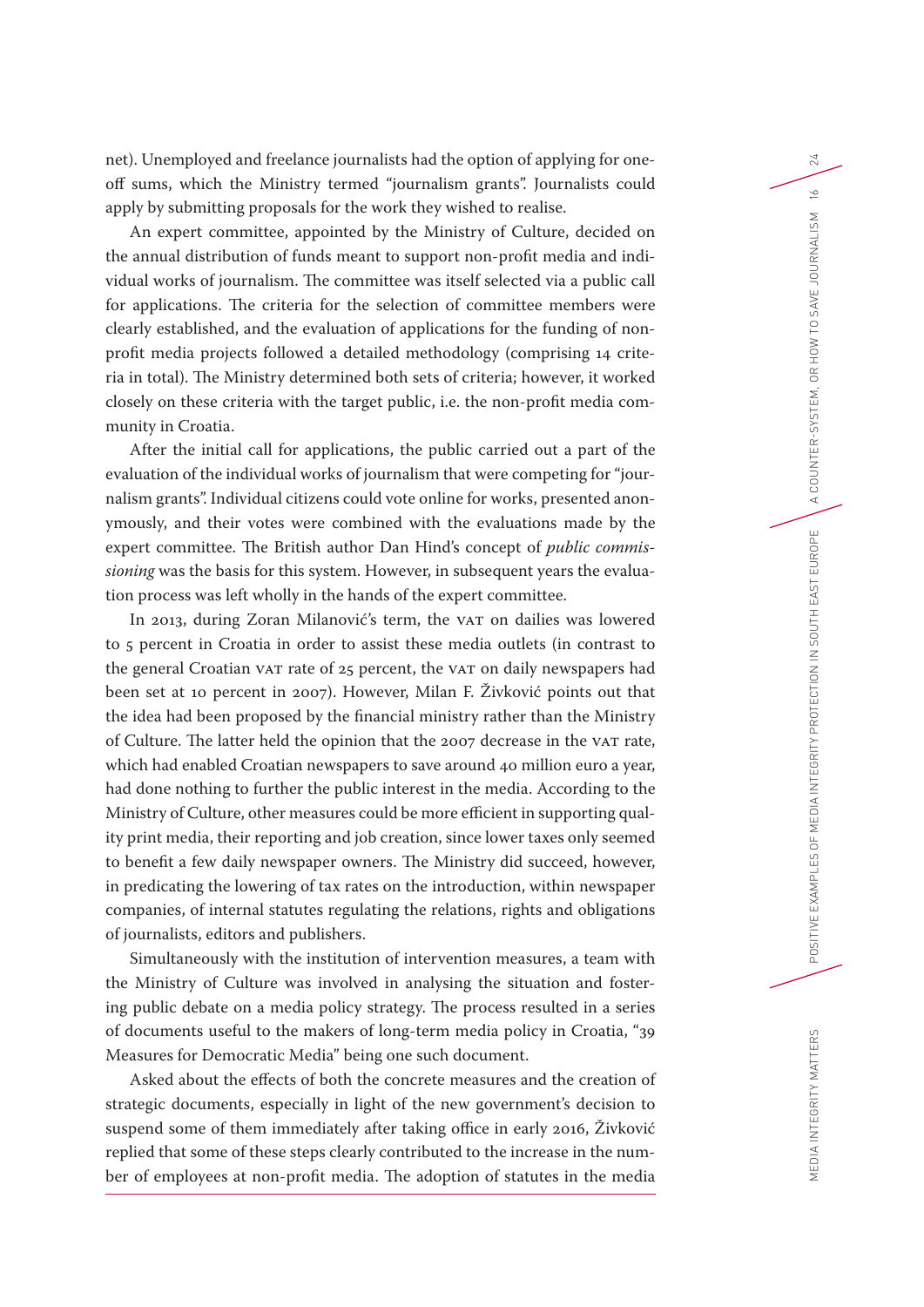net). Unemployed and freelance journalists had the option of applying for one-off sums, which the Ministry termed "journalism grants". Journalists could apply by submitting proposals for the work they wished to realise.

An expert committee, appointed by the Ministry of Culture, decided on the annual distribution of funds meant to support non-profit media and individual works of journalism. The committee was itself selected via a public call for applications. The criteria for the selection of committee members were clearly established, and the evaluation of applications for the funding of non-profit media projects followed a detailed methodology (comprising 14 criteria in total). The Ministry determined both sets of criteria; however, it worked closely on these criteria with the target public, i.e. the non-profit media community in Croatia.

After the initial call for applications, the public carried out a part of the evaluation of the individual works of journalism that were competing for "journalism grants". Individual citizens could vote online for works, presented anonymously, and their votes were combined with the evaluations made by the expert committee. The British author Dan Hind's concept of *public commissioning* was the basis for this system. However, in subsequent years the evaluation process was left wholly in the hands of the expert committee.

In 2013, during Zoran Milanović's term, the VAT on dailies was lowered to 5 percent in Croatia in order to assist these media outlets (in contrast to the general Croatian VAT rate of 25 percent, the VAT on daily newspapers had been set at 10 percent in 2007). However, Milan F. Živković points out that the idea had been proposed by the financial ministry rather than the Ministry of Culture. The latter held the opinion that the 2007 decrease in the VAT rate, which had enabled Croatian newspapers to save around 40 million euro a year, had done nothing to further the public interest in the media. According to the Ministry of Culture, other measures could be more efficient in supporting quality print media, their reporting and job creation, since lower taxes only seemed to benefit a few daily newspaper owners. The Ministry did succeed, however, in predicating the lowering of tax rates on the introduction, within newspaper companies, of internal statutes regulating the relations, rights and obligations of journalists, editors and publishers.

Simultaneously with the institution of intervention measures, a team with the Ministry of Culture was involved in analysing the situation and fostering public debate on a media policy strategy. The process resulted in a series of documents useful to the makers of long-term media policy in Croatia, "39 Measures for Democratic Media" being one such document.

Asked about the effects of both the concrete measures and the creation of strategic documents, especially in light of the new government's decision to suspend some of them immediately after taking office in early 2016, Živković replied that some of these steps clearly contributed to the increase in the number of employees at non-profit media. The adoption of statutes in the media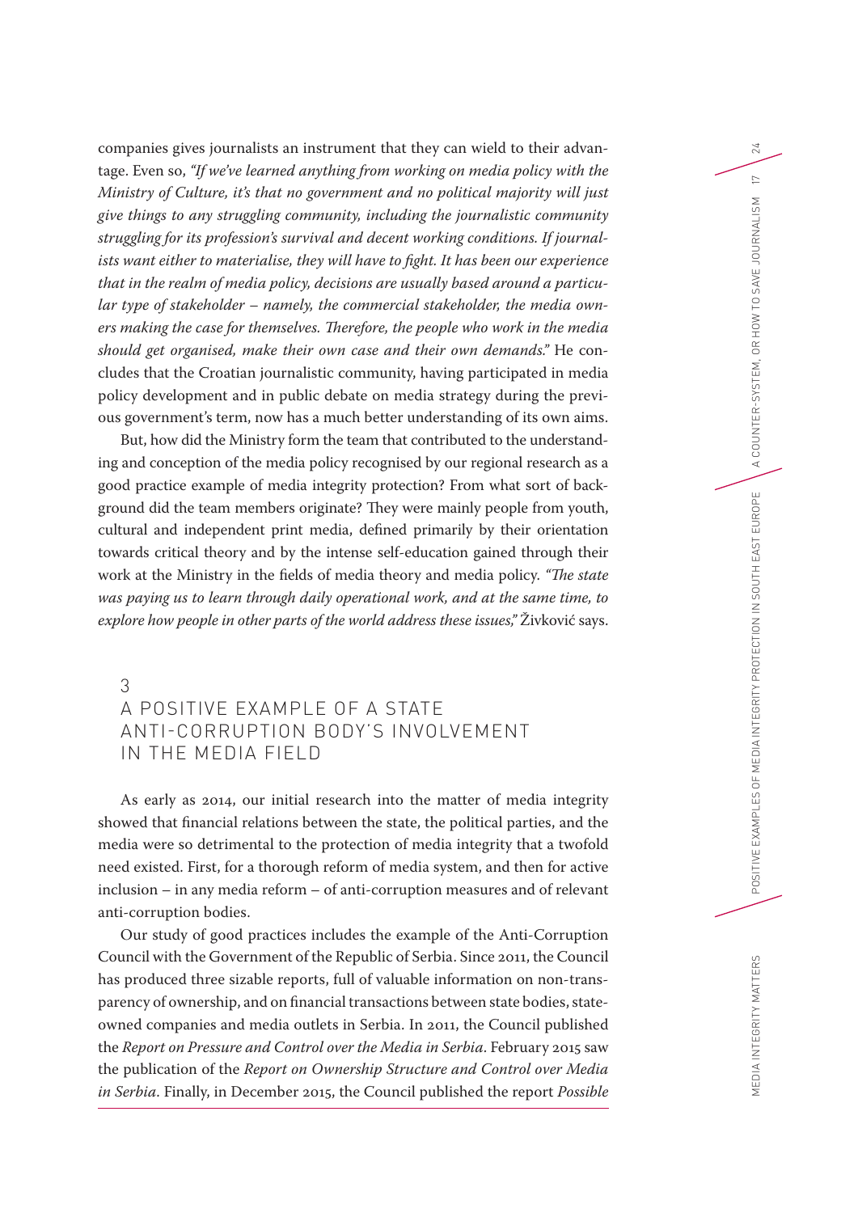companies gives journalists an instrument that they can wield to their advantage. Even so, *"If we've learned anything from working on media policy with the Ministry of Culture, it's that no government and no political majority will just give things to any struggling community, including the journalistic community struggling for its profession's survival and decent working conditions. If journalists want either to materialise, they will have to fight. It has been our experience that in the realm of media policy, decisions are usually based around a particular type of stakeholder – namely, the commercial stakeholder, the media owners making the case for themselves. Therefore, the people who work in the media should get organised, make their own case and their own demands."* He concludes that the Croatian journalistic community, having participated in media policy development and in public debate on media strategy during the previous government's term, now has a much better understanding of its own aims.

But, how did the Ministry form the team that contributed to the understanding and conception of the media policy recognised by our regional research as a good practice example of media integrity protection? From what sort of background did the team members originate? They were mainly people from youth, cultural and independent print media, defined primarily by their orientation towards critical theory and by the intense self-education gained through their work at the Ministry in the fields of media theory and media policy. *"The state was paying us to learn through daily operational work, and at the same time, to explore how people in other parts of the world address these issues,"* Živković says.

## 3 A POSITIVE EXAMPLE OF A STATE ANTI-CORRUPTION BODY'S INVOLVEMENT IN THE MEDIA FIELD

As early as 2014, our initial research into the matter of media integrity showed that financial relations between the state, the political parties, and the media were so detrimental to the protection of media integrity that a twofold need existed. First, for a thorough reform of media system, and then for active inclusion – in any media reform – of anti-corruption measures and of relevant anti-corruption bodies.

Our study of good practices includes the example of the Anti-Corruption Council with the Government of the Republic of Serbia. Since 2011, the Council has produced three sizable reports, full of valuable information on non-transparency of ownership, and on financial transactions between state bodies, state-owned companies and media outlets in Serbia. In 2011, the Council published the *Report on Pressure and Control over the Media in Serbia*. February 2015 saw the publication of the *Report on Ownership Structure and Control over Media in Serbia*. Finally, in December 2015, the Council published the report *Possible*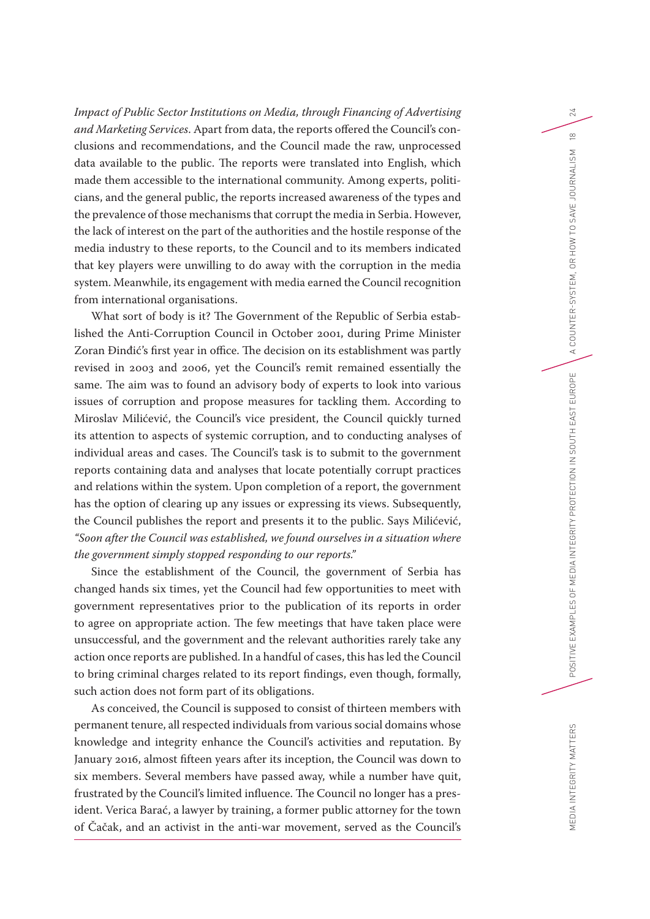*Impact of Public Sector Institutions on Media, through Financing of Advertising and Marketing Services*. Apart from data, the reports offered the Council's conclusions and recommendations, and the Council made the raw, unprocessed data available to the public. The reports were translated into English, which made them accessible to the international community. Among experts, politicians, and the general public, the reports increased awareness of the types and the prevalence of those mechanisms that corrupt the media in Serbia. However, the lack of interest on the part of the authorities and the hostile response of the media industry to these reports, to the Council and to its members indicated that key players were unwilling to do away with the corruption in the media system. Meanwhile, its engagement with media earned the Council recognition from international organisations.

What sort of body is it? The Government of the Republic of Serbia established the Anti-Corruption Council in October 2001, during Prime Minister Zoran Đinđić's first year in office. The decision on its establishment was partly revised in 2003 and 2006, yet the Council's remit remained essentially the same. The aim was to found an advisory body of experts to look into various issues of corruption and propose measures for tackling them. According to Miroslav Milićević, the Council's vice president, the Council quickly turned its attention to aspects of systemic corruption, and to conducting analyses of individual areas and cases. The Council's task is to submit to the government reports containing data and analyses that locate potentially corrupt practices and relations within the system. Upon completion of a report, the government has the option of clearing up any issues or expressing its views. Subsequently, the Council publishes the report and presents it to the public. Says Milićević, *"Soon after the Council was established, we found ourselves in a situation where the government simply stopped responding to our reports."*

Since the establishment of the Council, the government of Serbia has changed hands six times, yet the Council had few opportunities to meet with government representatives prior to the publication of its reports in order to agree on appropriate action. The few meetings that have taken place were unsuccessful, and the government and the relevant authorities rarely take any action once reports are published. In a handful of cases, this has led the Council to bring criminal charges related to its report findings, even though, formally, such action does not form part of its obligations.

As conceived, the Council is supposed to consist of thirteen members with permanent tenure, all respected individuals from various social domains whose knowledge and integrity enhance the Council's activities and reputation. By January 2016, almost fifteen years after its inception, the Council was down to six members. Several members have passed away, while a number have quit, frustrated by the Council's limited influence. The Council no longer has a president. Verica Barać, a lawyer by training, a former public attorney for the town of Čačak, and an activist in the anti-war movement, served as the Council's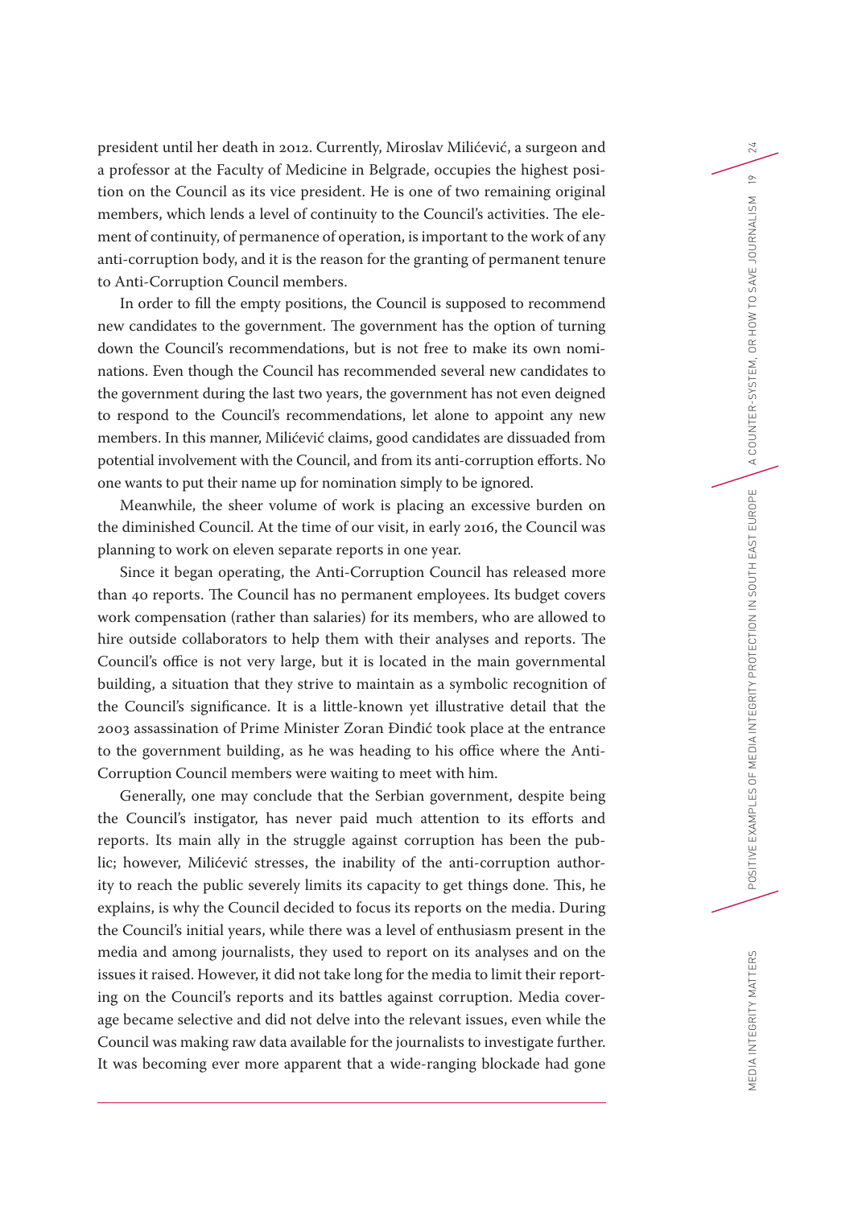president until her death in 2012. Currently, Miroslav Milićević, a surgeon and a professor at the Faculty of Medicine in Belgrade, occupies the highest position on the Council as its vice president. He is one of two remaining original members, which lends a level of continuity to the Council's activities. The element of continuity, of permanence of operation, is important to the work of any anti-corruption body, and it is the reason for the granting of permanent tenure to Anti-Corruption Council members.

In order to fill the empty positions, the Council is supposed to recommend new candidates to the government. The government has the option of turning down the Council's recommendations, but is not free to make its own nominations. Even though the Council has recommended several new candidates to the government during the last two years, the government has not even deigned to respond to the Council's recommendations, let alone to appoint any new members. In this manner, Milićević claims, good candidates are dissuaded from potential involvement with the Council, and from its anti-corruption efforts. No one wants to put their name up for nomination simply to be ignored.

Meanwhile, the sheer volume of work is placing an excessive burden on the diminished Council. At the time of our visit, in early 2016, the Council was planning to work on eleven separate reports in one year.

Since it began operating, the Anti-Corruption Council has released more than 40 reports. The Council has no permanent employees. Its budget covers work compensation (rather than salaries) for its members, who are allowed to hire outside collaborators to help them with their analyses and reports. The Council's office is not very large, but it is located in the main governmental building, a situation that they strive to maintain as a symbolic recognition of the Council's significance. It is a little-known yet illustrative detail that the 2003 assassination of Prime Minister Zoran Đinđić took place at the entrance to the government building, as he was heading to his office where the Anti-Corruption Council members were waiting to meet with him.

Generally, one may conclude that the Serbian government, despite being the Council's instigator, has never paid much attention to its efforts and reports. Its main ally in the struggle against corruption has been the public; however, Milićević stresses, the inability of the anti-corruption authority to reach the public severely limits its capacity to get things done. This, he explains, is why the Council decided to focus its reports on the media. During the Council's initial years, while there was a level of enthusiasm present in the media and among journalists, they used to report on its analyses and on the issues it raised. However, it did not take long for the media to limit their reporting on the Council's reports and its battles against corruption. Media coverage became selective and did not delve into the relevant issues, even while the Council was making raw data available for the journalists to investigate further. It was becoming ever more apparent that a wide-ranging blockade had gone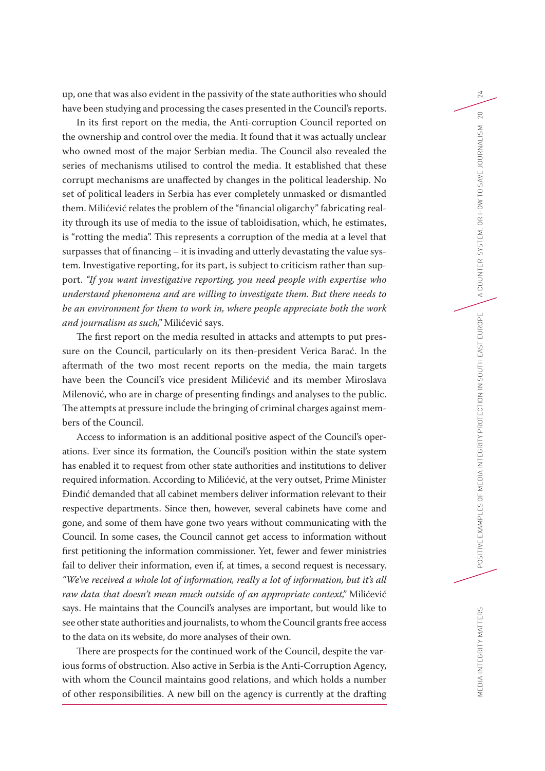up, one that was also evident in the passivity of the state authorities who should have been studying and processing the cases presented in the Council's reports.

In its first report on the media, the Anti-corruption Council reported on the ownership and control over the media. It found that it was actually unclear who owned most of the major Serbian media. The Council also revealed the series of mechanisms utilised to control the media. It established that these corrupt mechanisms are unaffected by changes in the political leadership. No set of political leaders in Serbia has ever completely unmasked or dismantled them. Milićević relates the problem of the "financial oligarchy" fabricating reality through its use of media to the issue of tabloidisation, which, he estimates, is "rotting the media". This represents a corruption of the media at a level that surpasses that of financing – it is invading and utterly devastating the value system. Investigative reporting, for its part, is subject to criticism rather than support. *"If you want investigative reporting, you need people with expertise who understand phenomena and are willing to investigate them. But there needs to be an environment for them to work in, where people appreciate both the work and journalism as such,"* Milićević says.

The first report on the media resulted in attacks and attempts to put pressure on the Council, particularly on its then-president Verica Barać. In the aftermath of the two most recent reports on the media, the main targets have been the Council's vice president Milićević and its member Miroslava Milenović, who are in charge of presenting findings and analyses to the public. The attempts at pressure include the bringing of criminal charges against members of the Council.

Access to information is an additional positive aspect of the Council's operations. Ever since its formation, the Council's position within the state system has enabled it to request from other state authorities and institutions to deliver required information. According to Milićević, at the very outset, Prime Minister Đinđić demanded that all cabinet members deliver information relevant to their respective departments. Since then, however, several cabinets have come and gone, and some of them have gone two years without communicating with the Council. In some cases, the Council cannot get access to information without first petitioning the information commissioner. Yet, fewer and fewer ministries fail to deliver their information, even if, at times, a second request is necessary. *"We've received a whole lot of information, really a lot of information, but it's all raw data that doesn't mean much outside of an appropriate context,"* Milićević says. He maintains that the Council's analyses are important, but would like to see other state authorities and journalists, to whom the Council grants free access to the data on its website, do more analyses of their own.

There are prospects for the continued work of the Council, despite the various forms of obstruction. Also active in Serbia is the Anti-Corruption Agency, with whom the Council maintains good relations, and which holds a number of other responsibilities. A new bill on the agency is currently at the drafting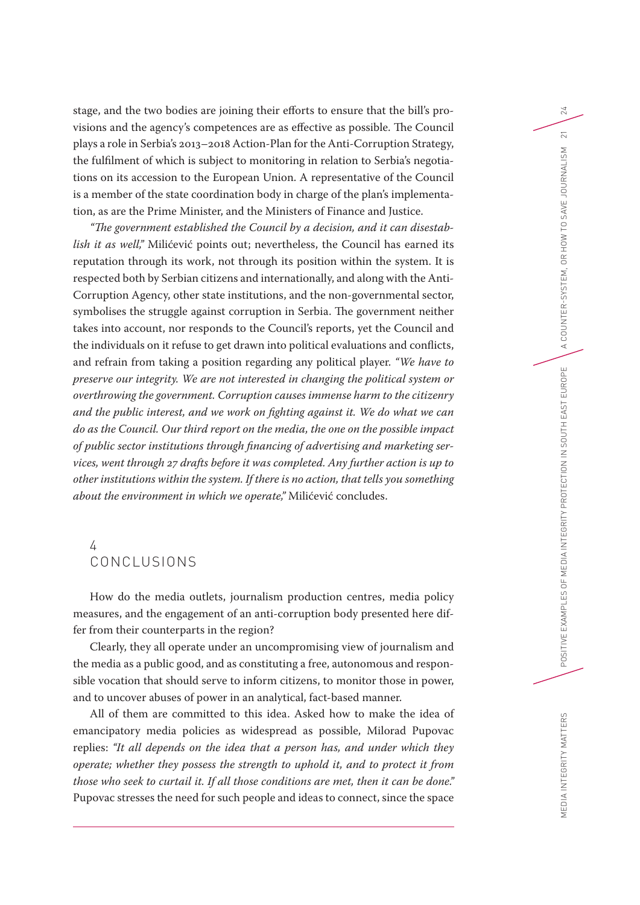stage, and the two bodies are joining their efforts to ensure that the bill's provisions and the agency's competences are as effective as possible. The Council plays a role in Serbia's 2013–2018 Action-Plan for the Anti-Corruption Strategy, the fulfilment of which is subject to monitoring in relation to Serbia's negotiations on its accession to the European Union. A representative of the Council is a member of the state coordination body in charge of the plan's implementation, as are the Prime Minister, and the Ministers of Finance and Justice.

*"The government established the Council by a decision, and it can disestablish it as well,"* Milićević points out; nevertheless, the Council has earned its reputation through its work, not through its position within the system. It is respected both by Serbian citizens and internationally, and along with the Anti-Corruption Agency, other state institutions, and the non-governmental sector, symbolises the struggle against corruption in Serbia. The government neither takes into account, nor responds to the Council's reports, yet the Council and the individuals on it refuse to get drawn into political evaluations and conflicts, and refrain from taking a position regarding any political player. *"We have to preserve our integrity. We are not interested in changing the political system or overthrowing the government. Corruption causes immense harm to the citizenry and the public interest, and we work on fighting against it. We do what we can do as the Council. Our third report on the media, the one on the possible impact of public sector institutions through financing of advertising and marketing services, went through 27 drafts before it was completed. Any further action is up to other institutions within the system. If there is no action, that tells you something about the environment in which we operate,"* Milićević concludes.

## 4 CONCLUSIONS

How do the media outlets, journalism production centres, media policy measures, and the engagement of an anti-corruption body presented here differ from their counterparts in the region?

Clearly, they all operate under an uncompromising view of journalism and the media as a public good, and as constituting a free, autonomous and responsible vocation that should serve to inform citizens, to monitor those in power, and to uncover abuses of power in an analytical, fact-based manner.

All of them are committed to this idea. Asked how to make the idea of emancipatory media policies as widespread as possible, Milorad Pupovac replies: *"It all depends on the idea that a person has, and under which they operate; whether they possess the strength to uphold it, and to protect it from those who seek to curtail it. If all those conditions are met, then it can be done."* Pupovac stresses the need for such people and ideas to connect, since the space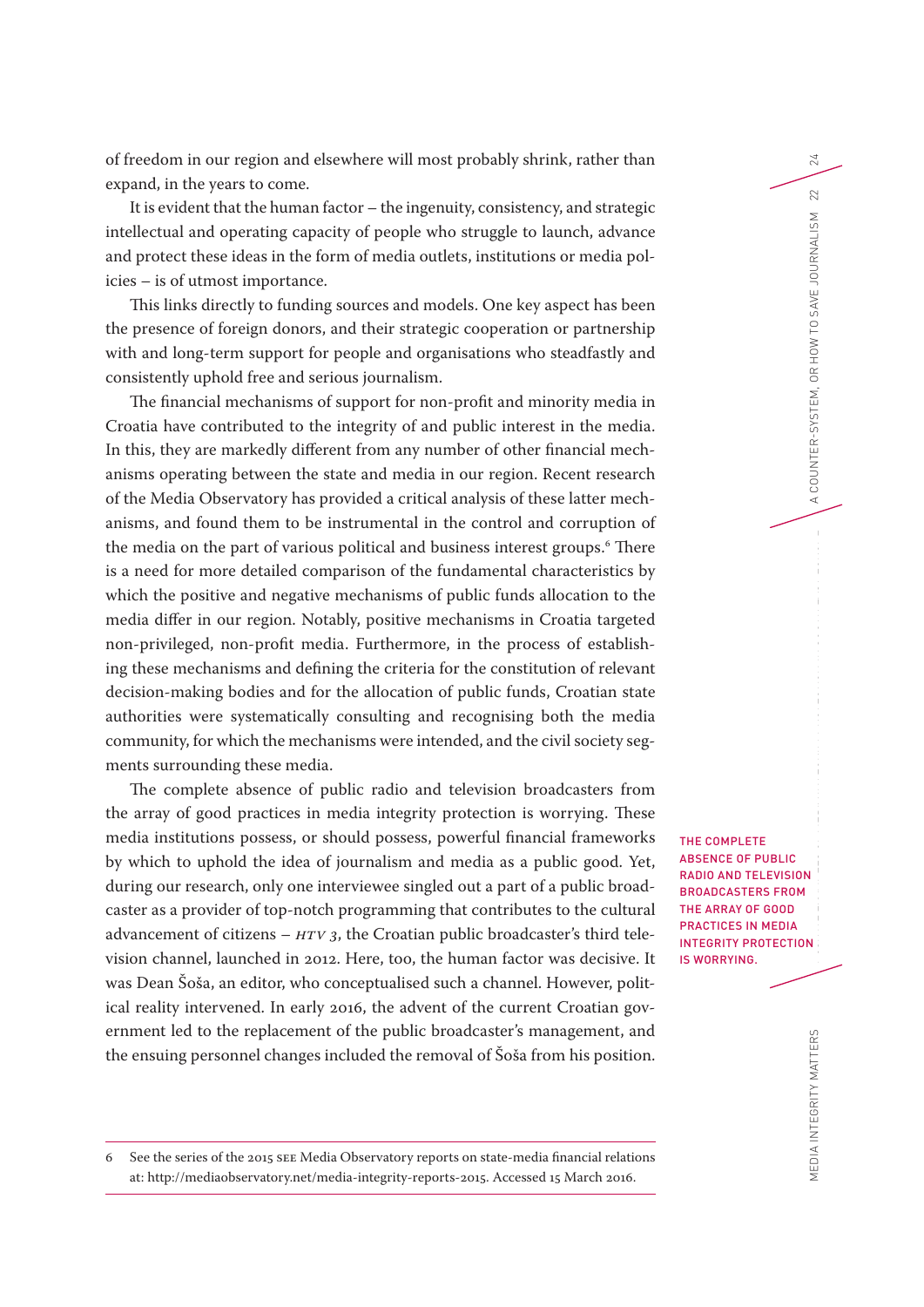of freedom in our region and elsewhere will most probably shrink, rather than expand, in the years to come.

It is evident that the human factor – the ingenuity, consistency, and strategic intellectual and operating capacity of people who struggle to launch, advance and protect these ideas in the form of media outlets, institutions or media policies – is of utmost importance.

This links directly to funding sources and models. One key aspect has been the presence of foreign donors, and their strategic cooperation or partnership with and long-term support for people and organisations who steadfastly and consistently uphold free and serious journalism.

The financial mechanisms of support for non-profit and minority media in Croatia have contributed to the integrity of and public interest in the media. In this, they are markedly different from any number of other financial mechanisms operating between the state and media in our region. Recent research of the Media Observatory has provided a critical analysis of these latter mechanisms, and found them to be instrumental in the control and corruption of the media on the part of various political and business interest groups.[6] There is a need for more detailed comparison of the fundamental characteristics by which the positive and negative mechanisms of public funds allocation to the media differ in our region. Notably, positive mechanisms in Croatia targeted non-privileged, non-profit media. Furthermore, in the process of establishing these mechanisms and defining the criteria for the constitution of relevant decision-making bodies and for the allocation of public funds, Croatian state authorities were systematically consulting and recognising both the media community, for which the mechanisms were intended, and the civil society segments surrounding these media.

The complete absence of public radio and television broadcasters from the array of good practices in media integrity protection is worrying. These media institutions possess, or should possess, powerful financial frameworks by which to uphold the idea of journalism and media as a public good. Yet, during our research, only one interviewee singled out a part of a public broadcaster as a provider of top-notch programming that contributes to the cultural advancement of citizens – *HTV 3*, the Croatian public broadcaster's third television channel, launched in 2012. Here, too, the human factor was decisive. It was Dean Šoša, an editor, who conceptualised such a channel. However, political reality intervened. In early 2016, the advent of the current Croatian government led to the replacement of the public broadcaster's management, and the ensuing personnel changes included the removal of Šoša from his position.

THE COMPLETE ABSENCE OF PUBLIC RADIO AND TELEVISION BROADCASTERS FROM THE ARRAY OF GOOD PRACTICES IN MEDIA INTEGRITY PROTECTION IS WORRYING.

---

6 See the series of the 2015 SEE Media Observatory reports on state-media financial relations at: http://mediaobservatory.net/media-integrity-reports-2015. Accessed 15 March 2016.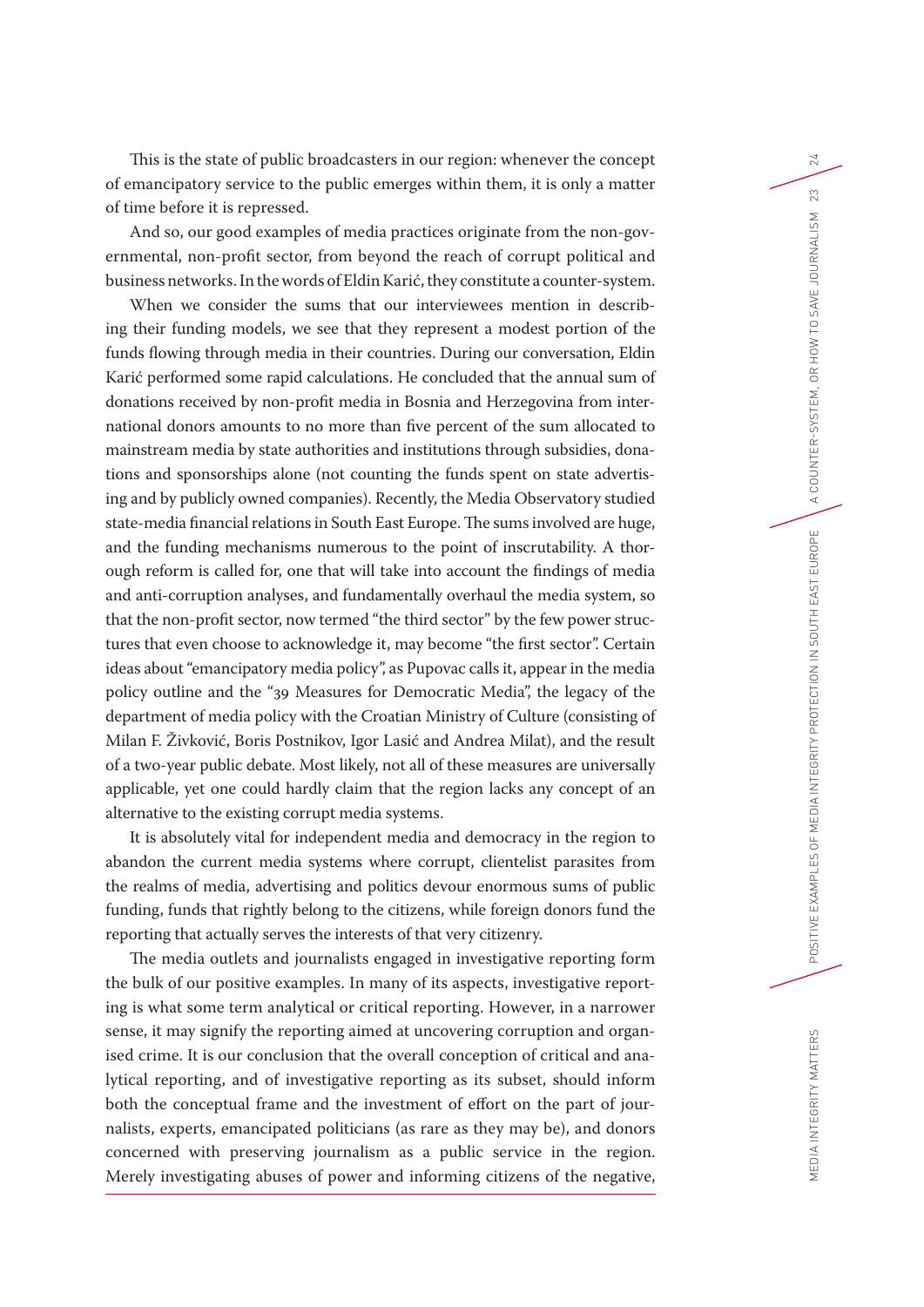This is the state of public broadcasters in our region: whenever the concept of emancipatory service to the public emerges within them, it is only a matter of time before it is repressed.

And so, our good examples of media practices originate from the non-governmental, non-profit sector, from beyond the reach of corrupt political and business networks. In the words of Eldin Karić, they constitute a counter-system.

When we consider the sums that our interviewees mention in describing their funding models, we see that they represent a modest portion of the funds flowing through media in their countries. During our conversation, Eldin Karić performed some rapid calculations. He concluded that the annual sum of donations received by non-profit media in Bosnia and Herzegovina from international donors amounts to no more than five percent of the sum allocated to mainstream media by state authorities and institutions through subsidies, donations and sponsorships alone (not counting the funds spent on state advertising and by publicly owned companies). Recently, the Media Observatory studied state-media financial relations in South East Europe. The sums involved are huge, and the funding mechanisms numerous to the point of inscrutability. A thorough reform is called for, one that will take into account the findings of media and anti-corruption analyses, and fundamentally overhaul the media system, so that the non-profit sector, now termed "the third sector" by the few power structures that even choose to acknowledge it, may become "the first sector". Certain ideas about "emancipatory media policy", as Pupovac calls it, appear in the media policy outline and the "39 Measures for Democratic Media", the legacy of the department of media policy with the Croatian Ministry of Culture (consisting of Milan F. Živković, Boris Postnikov, Igor Lasić and Andrea Milat), and the result of a two-year public debate. Most likely, not all of these measures are universally applicable, yet one could hardly claim that the region lacks any concept of an alternative to the existing corrupt media systems.

It is absolutely vital for independent media and democracy in the region to abandon the current media systems where corrupt, clientelist parasites from the realms of media, advertising and politics devour enormous sums of public funding, funds that rightly belong to the citizens, while foreign donors fund the reporting that actually serves the interests of that very citizenry.

The media outlets and journalists engaged in investigative reporting form the bulk of our positive examples. In many of its aspects, investigative reporting is what some term analytical or critical reporting. However, in a narrower sense, it may signify the reporting aimed at uncovering corruption and organised crime. It is our conclusion that the overall conception of critical and analytical reporting, and of investigative reporting as its subset, should inform both the conceptual frame and the investment of effort on the part of journalists, experts, emancipated politicians (as rare as they may be), and donors concerned with preserving journalism as a public service in the region. Merely investigating abuses of power and informing citizens of the negative,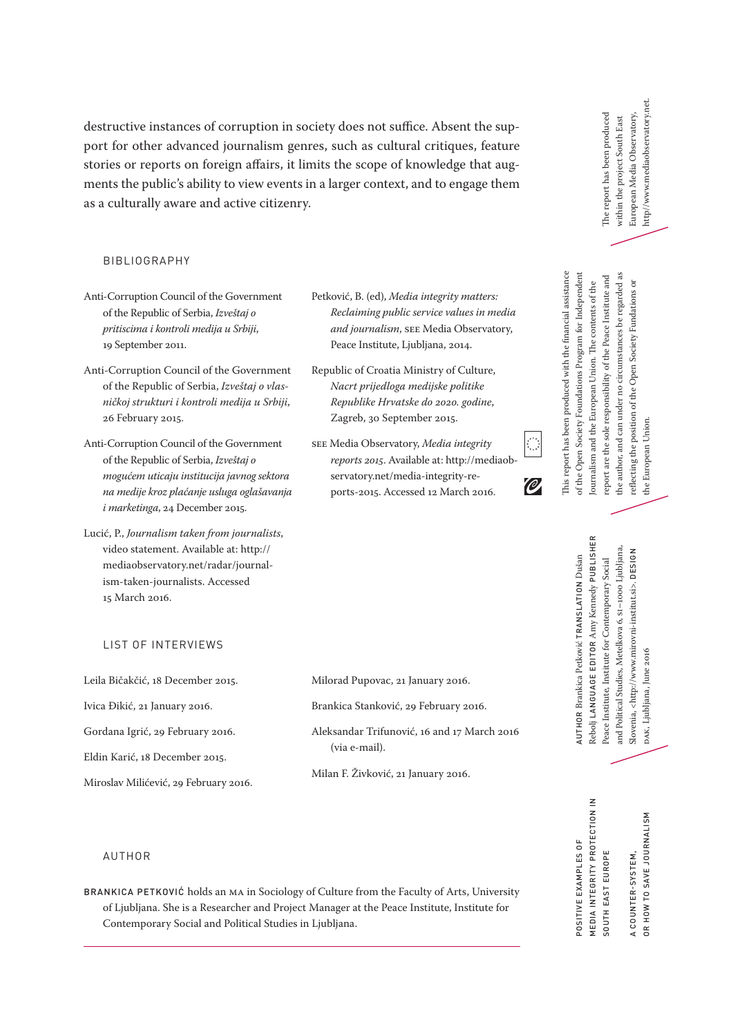destructive instances of corruption in society does not suffice. Absent the support for other advanced journalism genres, such as cultural critiques, feature stories or reports on foreign affairs, it limits the scope of knowledge that augments the public's ability to view events in a larger context, and to engage them as a culturally aware and active citizenry.

## BIBLIOGRAPHY

Anti-Corruption Council of the Government of the Republic of Serbia, *Izveštaj o pritiscima i kontroli medija u Srbiji*, 19 September 2011.

Anti-Corruption Council of the Government of the Republic of Serbia, *Izveštaj o vlasničkoj strukturi i kontroli medija u Srbiji*, 26 February 2015.

Anti-Corruption Council of the Government of the Republic of Serbia, *Izveštaj o mogućem uticaju institucija javnog sektora na medije kroz plaćanje usluga oglašavanja i marketinga*, 24 December 2015.

Lucić, P., *Journalism taken from journalists*, video statement. Available at: http://mediaobservatory.net/radar/journalism-taken-journalists. Accessed 15 March 2016.

Petković, B. (ed), *Media integrity matters: Reclaiming public service values in media and journalism*, SEE Media Observatory, Peace Institute, Ljubljana, 2014.

Republic of Croatia Ministry of Culture, *Nacrt prijedloga medijske politike Republike Hrvatske do 2020. godine*, Zagreb, 30 September 2015.

SEE Media Observatory, *Media integrity reports 2015*. Available at: http://mediaobservatory.net/media-integrity-reports-2015. Accessed 12 March 2016.

## LIST OF INTERVIEWS

Leila Bičakčić, 18 December 2015.

Ivica Đikić, 21 January 2016.

Gordana Igrić, 29 February 2016.

Eldin Karić, 18 December 2015.

Miroslav Milićević, 29 February 2016.

Milorad Pupovac, 21 January 2016.

Brankica Stanković, 29 February 2016.

Aleksandar Trifunović, 16 and 17 March 2016 (via e-mail).

Milan F. Živković, 21 January 2016.

## AUTHOR

**BRANKICA PETKOVIĆ** holds an MA in Sociology of Culture from the Faculty of Arts, University of Ljubljana. She is a Researcher and Project Manager at the Peace Institute, Institute for Contemporary Social and Political Studies in Ljubljana.

POSITIVE EXAMPLES OF MEDIA INTEGRITY PROTECTION IN SOUTH EAST EUROPE

A COUNTER-SYSTEM, OR HOW TO SAVE JOURNALISM

AUTHOR Brankica Petković TRANSLATION Dušan Rebolj LANGUAGE EDITOR Amy Kennedy PUBLISHER Peace Institute, Institute for Contemporary Social and Political Studies, Metelkova 6, SI–1000 Ljubljana, Slovenia, <http://www.mirovni-institut.si>. DESIGN DAK, Ljubljana, June 2016

This report has been produced with the financial assistance of the Open Society Foundations Program for Independent Journalism and the European Union. The contents of the report are the sole responsibility of the Peace Institute and the author, and can under no circumstances be regarded as reflecting the position of the Open Society Fundations or the European Union.

The report has been produced within the project South East European Media Observatory, http//www.mediaobservatory.net.